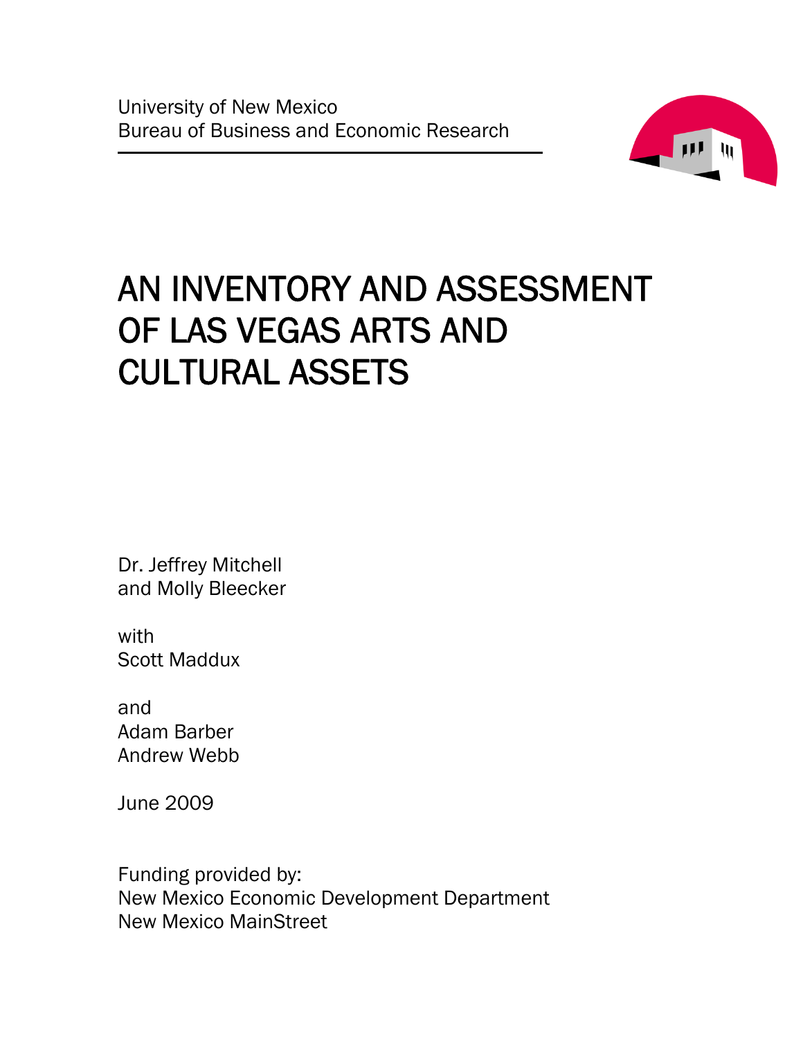University of New Mexico
Bureau of Business and Economic Research

# AN INVENTORY AND ASSESSMENT OF LAS VEGAS ARTS AND CULTURAL ASSETS

Dr. Jeffrey Mitchell
and Molly Bleecker

with
Scott Maddux

and
Adam Barber
Andrew Webb

June 2009

Funding provided by:
New Mexico Economic Development Department
New Mexico MainStreet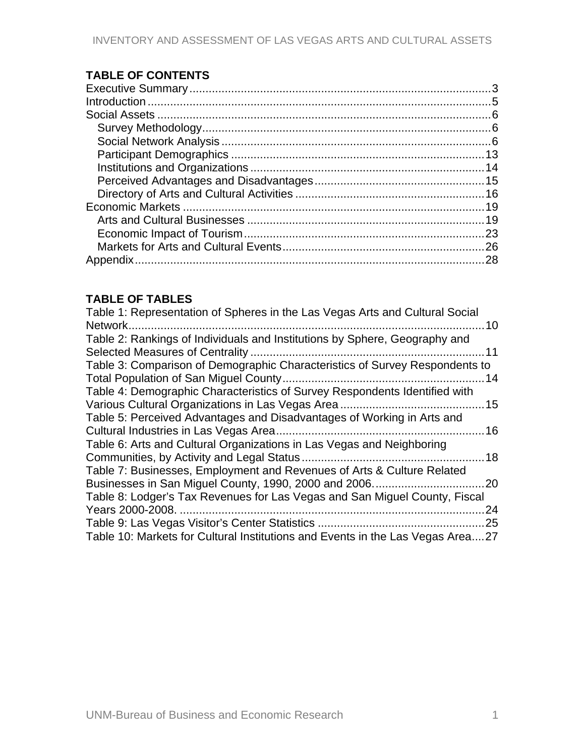## TABLE OF CONTENTS

Executive Summary ..... 3
Introduction ..... 5
Social Assets ..... 6
- Survey Methodology ..... 6
- Social Network Analysis ..... 6
- Participant Demographics ..... 13
- Institutions and Organizations ..... 14
- Perceived Advantages and Disadvantages ..... 15
- Directory of Arts and Cultural Activities ..... 16

Economic Markets ..... 19
- Arts and Cultural Businesses ..... 19
- Economic Impact of Tourism ..... 23
- Markets for Arts and Cultural Events ..... 26

Appendix ..... 28

## TABLE OF TABLES

Table 1: Representation of Spheres in the Las Vegas Arts and Cultural Social Network ..... 10
Table 2: Rankings of Individuals and Institutions by Sphere, Geography and Selected Measures of Centrality ..... 11
Table 3: Comparison of Demographic Characteristics of Survey Respondents to Total Population of San Miguel County ..... 14
Table 4: Demographic Characteristics of Survey Respondents Identified with Various Cultural Organizations in Las Vegas Area ..... 15
Table 5: Perceived Advantages and Disadvantages of Working in Arts and Cultural Industries in Las Vegas Area ..... 16
Table 6: Arts and Cultural Organizations in Las Vegas and Neighboring Communities, by Activity and Legal Status ..... 18
Table 7: Businesses, Employment and Revenues of Arts & Culture Related Businesses in San Miguel County, 1990, 2000 and 2006. ..... 20
Table 8: Lodger's Tax Revenues for Las Vegas and San Miguel County, Fiscal Years 2000-2008. ..... 24
Table 9: Las Vegas Visitor's Center Statistics ..... 25
Table 10: Markets for Cultural Institutions and Events in the Las Vegas Area ..... 27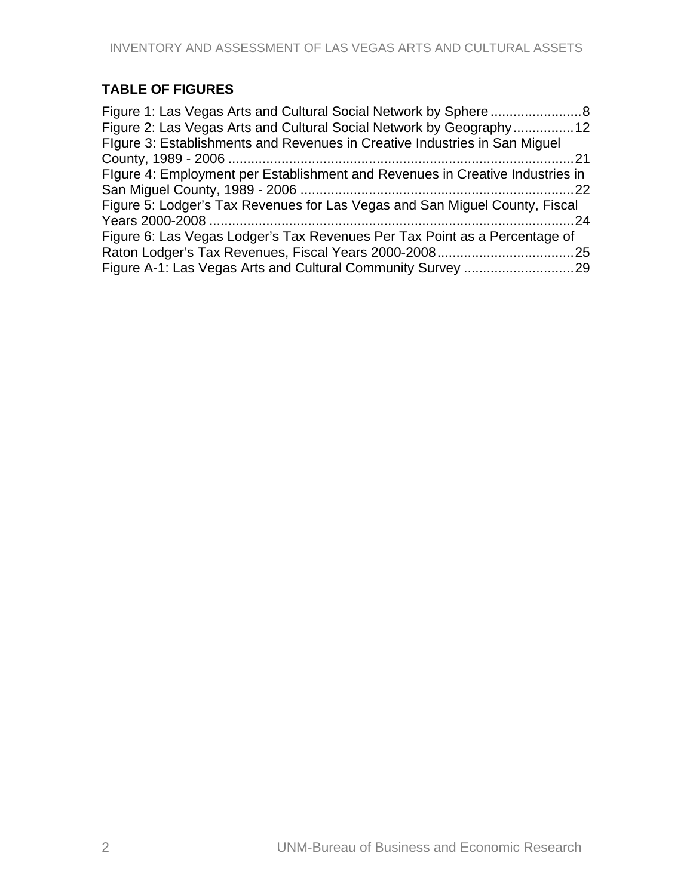**TABLE OF FIGURES**

Figure 1: Las Vegas Arts and Cultural Social Network by Sphere........................8
Figure 2: Las Vegas Arts and Cultural Social Network by Geography................12
FIgure 3: Establishments and Revenues in Creative Industries in San Miguel County, 1989 - 2006 ...........................................................................................21
FIgure 4: Employment per Establishment and Revenues in Creative Industries in San Miguel County, 1989 - 2006 ........................................................................22
Figure 5: Lodger's Tax Revenues for Las Vegas and San Miguel County, Fiscal Years 2000-2008 .................................................................................................24
Figure 6: Las Vegas Lodger's Tax Revenues Per Tax Point as a Percentage of Raton Lodger's Tax Revenues, Fiscal Years 2000-2008....................................25
Figure A-1: Las Vegas Arts and Cultural Community Survey .............................29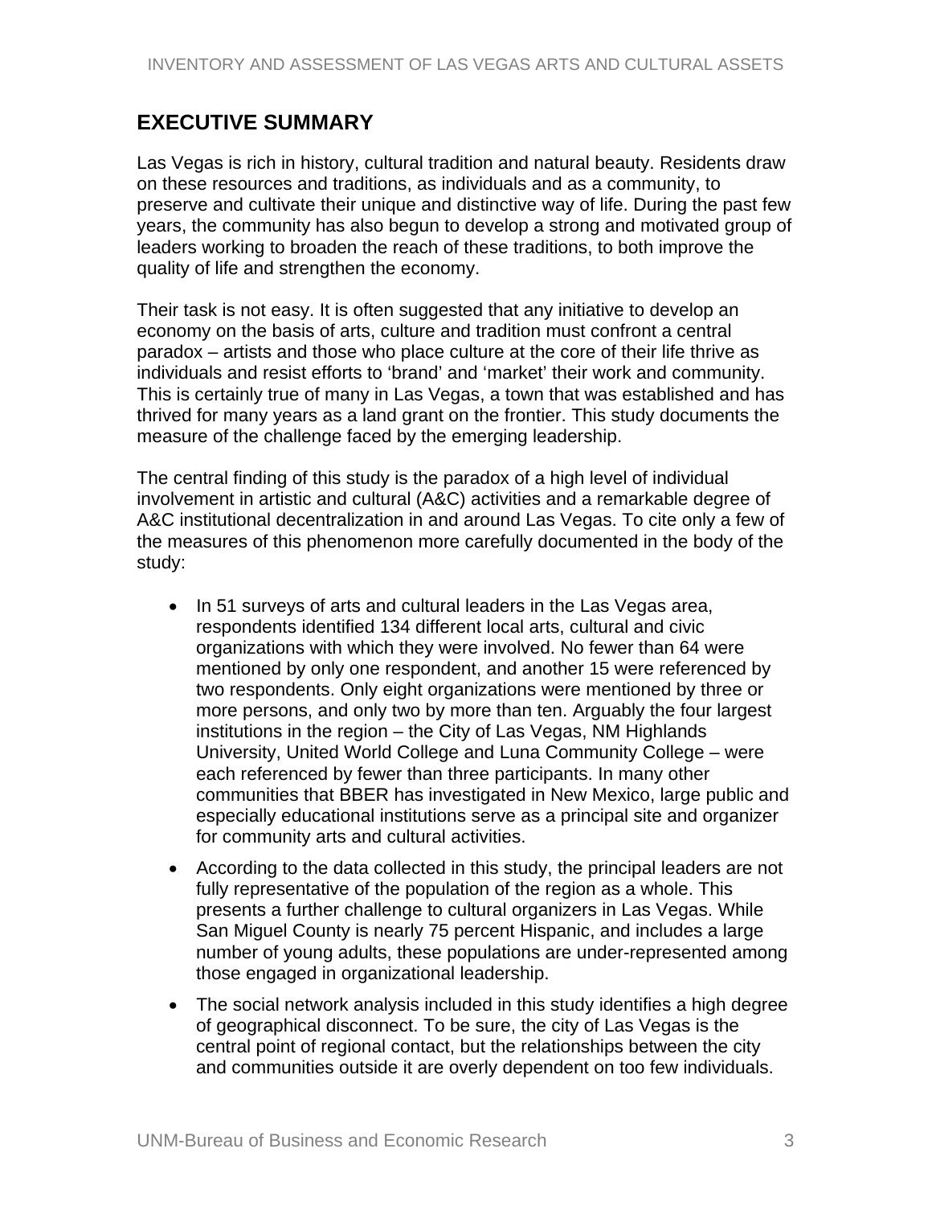## EXECUTIVE SUMMARY

Las Vegas is rich in history, cultural tradition and natural beauty. Residents draw on these resources and traditions, as individuals and as a community, to preserve and cultivate their unique and distinctive way of life. During the past few years, the community has also begun to develop a strong and motivated group of leaders working to broaden the reach of these traditions, to both improve the quality of life and strengthen the economy.

Their task is not easy. It is often suggested that any initiative to develop an economy on the basis of arts, culture and tradition must confront a central paradox – artists and those who place culture at the core of their life thrive as individuals and resist efforts to 'brand' and 'market' their work and community. This is certainly true of many in Las Vegas, a town that was established and has thrived for many years as a land grant on the frontier. This study documents the measure of the challenge faced by the emerging leadership.

The central finding of this study is the paradox of a high level of individual involvement in artistic and cultural (A&C) activities and a remarkable degree of A&C institutional decentralization in and around Las Vegas. To cite only a few of the measures of this phenomenon more carefully documented in the body of the study:

- In 51 surveys of arts and cultural leaders in the Las Vegas area, respondents identified 134 different local arts, cultural and civic organizations with which they were involved. No fewer than 64 were mentioned by only one respondent, and another 15 were referenced by two respondents. Only eight organizations were mentioned by three or more persons, and only two by more than ten. Arguably the four largest institutions in the region – the City of Las Vegas, NM Highlands University, United World College and Luna Community College – were each referenced by fewer than three participants. In many other communities that BBER has investigated in New Mexico, large public and especially educational institutions serve as a principal site and organizer for community arts and cultural activities.
- According to the data collected in this study, the principal leaders are not fully representative of the population of the region as a whole. This presents a further challenge to cultural organizers in Las Vegas. While San Miguel County is nearly 75 percent Hispanic, and includes a large number of young adults, these populations are under-represented among those engaged in organizational leadership.
- The social network analysis included in this study identifies a high degree of geographical disconnect. To be sure, the city of Las Vegas is the central point of regional contact, but the relationships between the city and communities outside it are overly dependent on too few individuals.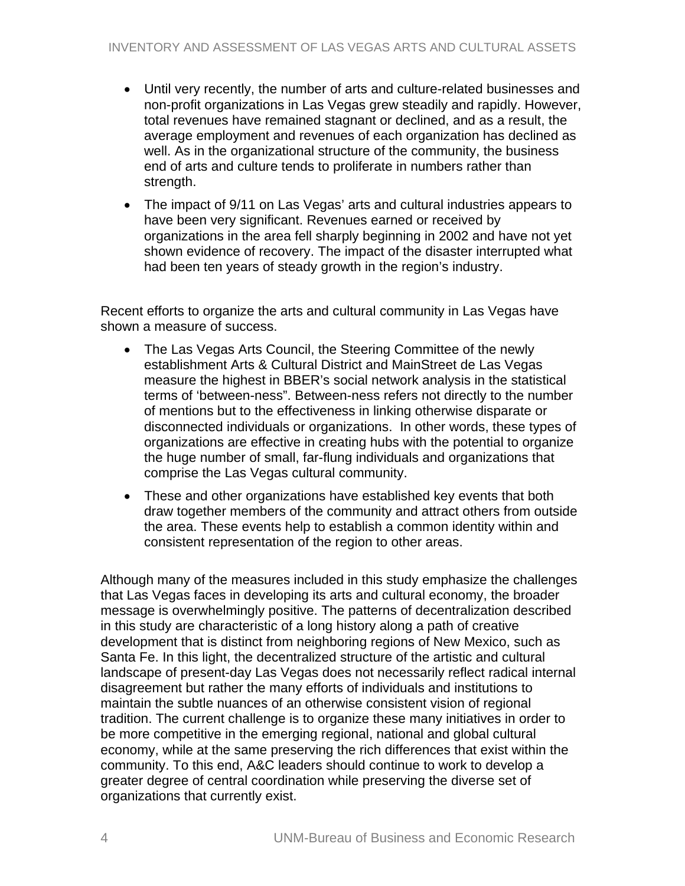- Until very recently, the number of arts and culture-related businesses and non-profit organizations in Las Vegas grew steadily and rapidly. However, total revenues have remained stagnant or declined, and as a result, the average employment and revenues of each organization has declined as well. As in the organizational structure of the community, the business end of arts and culture tends to proliferate in numbers rather than strength.
- The impact of 9/11 on Las Vegas' arts and cultural industries appears to have been very significant. Revenues earned or received by organizations in the area fell sharply beginning in 2002 and have not yet shown evidence of recovery. The impact of the disaster interrupted what had been ten years of steady growth in the region's industry.

Recent efforts to organize the arts and cultural community in Las Vegas have shown a measure of success.

- The Las Vegas Arts Council, the Steering Committee of the newly establishment Arts & Cultural District and MainStreet de Las Vegas measure the highest in BBER's social network analysis in the statistical terms of 'between-ness". Between-ness refers not directly to the number of mentions but to the effectiveness in linking otherwise disparate or disconnected individuals or organizations. In other words, these types of organizations are effective in creating hubs with the potential to organize the huge number of small, far-flung individuals and organizations that comprise the Las Vegas cultural community.
- These and other organizations have established key events that both draw together members of the community and attract others from outside the area. These events help to establish a common identity within and consistent representation of the region to other areas.

Although many of the measures included in this study emphasize the challenges that Las Vegas faces in developing its arts and cultural economy, the broader message is overwhelmingly positive. The patterns of decentralization described in this study are characteristic of a long history along a path of creative development that is distinct from neighboring regions of New Mexico, such as Santa Fe. In this light, the decentralized structure of the artistic and cultural landscape of present-day Las Vegas does not necessarily reflect radical internal disagreement but rather the many efforts of individuals and institutions to maintain the subtle nuances of an otherwise consistent vision of regional tradition. The current challenge is to organize these many initiatives in order to be more competitive in the emerging regional, national and global cultural economy, while at the same preserving the rich differences that exist within the community. To this end, A&C leaders should continue to work to develop a greater degree of central coordination while preserving the diverse set of organizations that currently exist.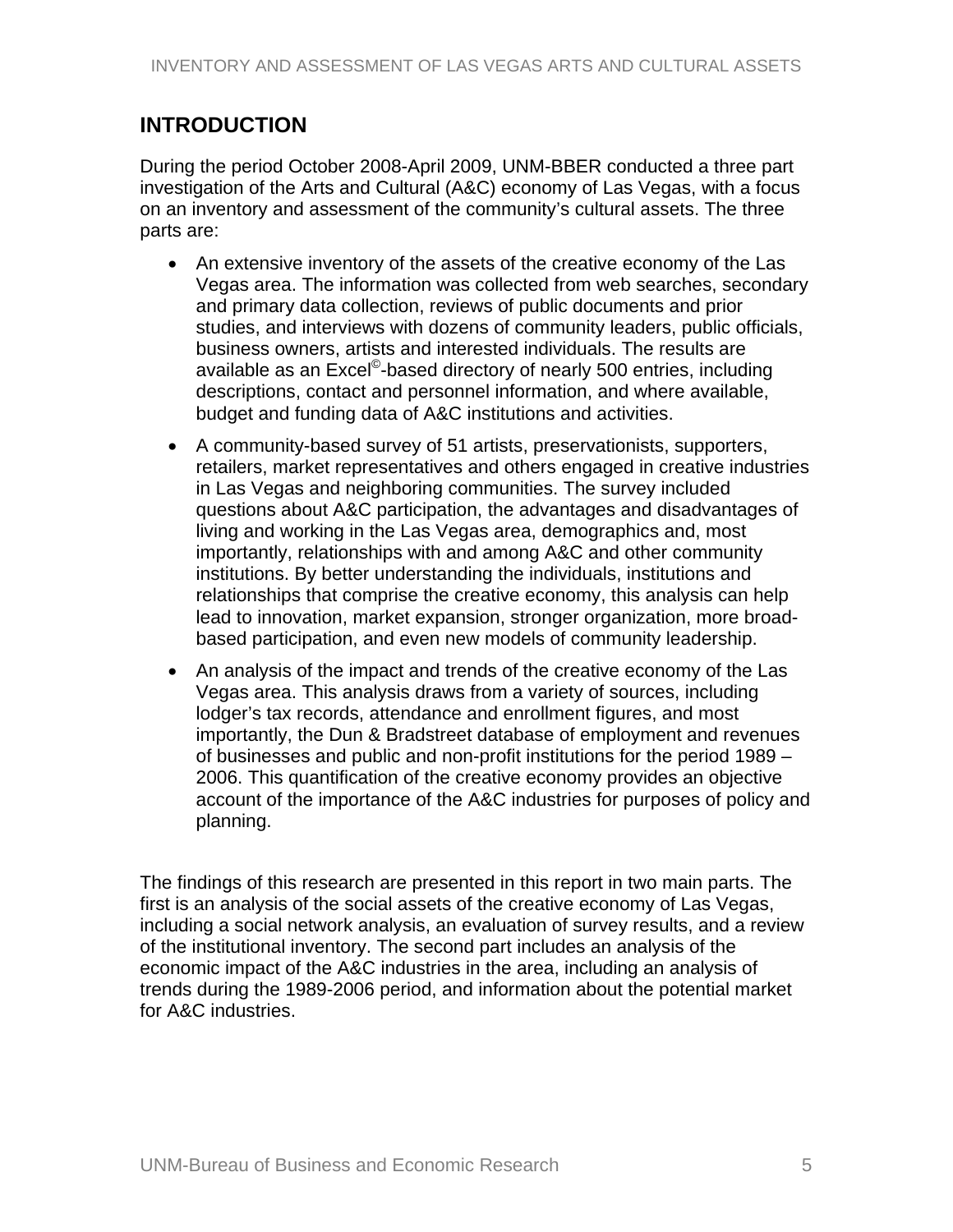## INTRODUCTION

During the period October 2008-April 2009, UNM-BBER conducted a three part investigation of the Arts and Cultural (A&C) economy of Las Vegas, with a focus on an inventory and assessment of the community's cultural assets. The three parts are:

- An extensive inventory of the assets of the creative economy of the Las Vegas area. The information was collected from web searches, secondary and primary data collection, reviews of public documents and prior studies, and interviews with dozens of community leaders, public officials, business owners, artists and interested individuals. The results are available as an Excel©-based directory of nearly 500 entries, including descriptions, contact and personnel information, and where available, budget and funding data of A&C institutions and activities.
- A community-based survey of 51 artists, preservationists, supporters, retailers, market representatives and others engaged in creative industries in Las Vegas and neighboring communities. The survey included questions about A&C participation, the advantages and disadvantages of living and working in the Las Vegas area, demographics and, most importantly, relationships with and among A&C and other community institutions. By better understanding the individuals, institutions and relationships that comprise the creative economy, this analysis can help lead to innovation, market expansion, stronger organization, more broad-based participation, and even new models of community leadership.
- An analysis of the impact and trends of the creative economy of the Las Vegas area. This analysis draws from a variety of sources, including lodger's tax records, attendance and enrollment figures, and most importantly, the Dun & Bradstreet database of employment and revenues of businesses and public and non-profit institutions for the period 1989 – 2006. This quantification of the creative economy provides an objective account of the importance of the A&C industries for purposes of policy and planning.

The findings of this research are presented in this report in two main parts. The first is an analysis of the social assets of the creative economy of Las Vegas, including a social network analysis, an evaluation of survey results, and a review of the institutional inventory. The second part includes an analysis of the economic impact of the A&C industries in the area, including an analysis of trends during the 1989-2006 period, and information about the potential market for A&C industries.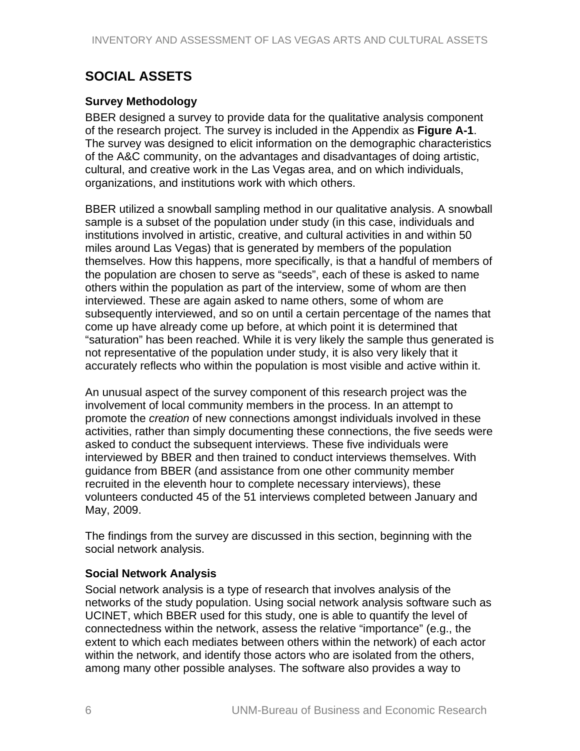## SOCIAL ASSETS

### Survey Methodology

BBER designed a survey to provide data for the qualitative analysis component of the research project. The survey is included in the Appendix as **Figure A-1**. The survey was designed to elicit information on the demographic characteristics of the A&C community, on the advantages and disadvantages of doing artistic, cultural, and creative work in the Las Vegas area, and on which individuals, organizations, and institutions work with which others.

BBER utilized a snowball sampling method in our qualitative analysis. A snowball sample is a subset of the population under study (in this case, individuals and institutions involved in artistic, creative, and cultural activities in and within 50 miles around Las Vegas) that is generated by members of the population themselves. How this happens, more specifically, is that a handful of members of the population are chosen to serve as "seeds", each of these is asked to name others within the population as part of the interview, some of whom are then interviewed. These are again asked to name others, some of whom are subsequently interviewed, and so on until a certain percentage of the names that come up have already come up before, at which point it is determined that "saturation" has been reached. While it is very likely the sample thus generated is not representative of the population under study, it is also very likely that it accurately reflects who within the population is most visible and active within it.

An unusual aspect of the survey component of this research project was the involvement of local community members in the process. In an attempt to promote the *creation* of new connections amongst individuals involved in these activities, rather than simply documenting these connections, the five seeds were asked to conduct the subsequent interviews. These five individuals were interviewed by BBER and then trained to conduct interviews themselves. With guidance from BBER (and assistance from one other community member recruited in the eleventh hour to complete necessary interviews), these volunteers conducted 45 of the 51 interviews completed between January and May, 2009.

The findings from the survey are discussed in this section, beginning with the social network analysis.

### Social Network Analysis

Social network analysis is a type of research that involves analysis of the networks of the study population. Using social network analysis software such as UCINET, which BBER used for this study, one is able to quantify the level of connectedness within the network, assess the relative "importance" (e.g., the extent to which each mediates between others within the network) of each actor within the network, and identify those actors who are isolated from the others, among many other possible analyses. The software also provides a way to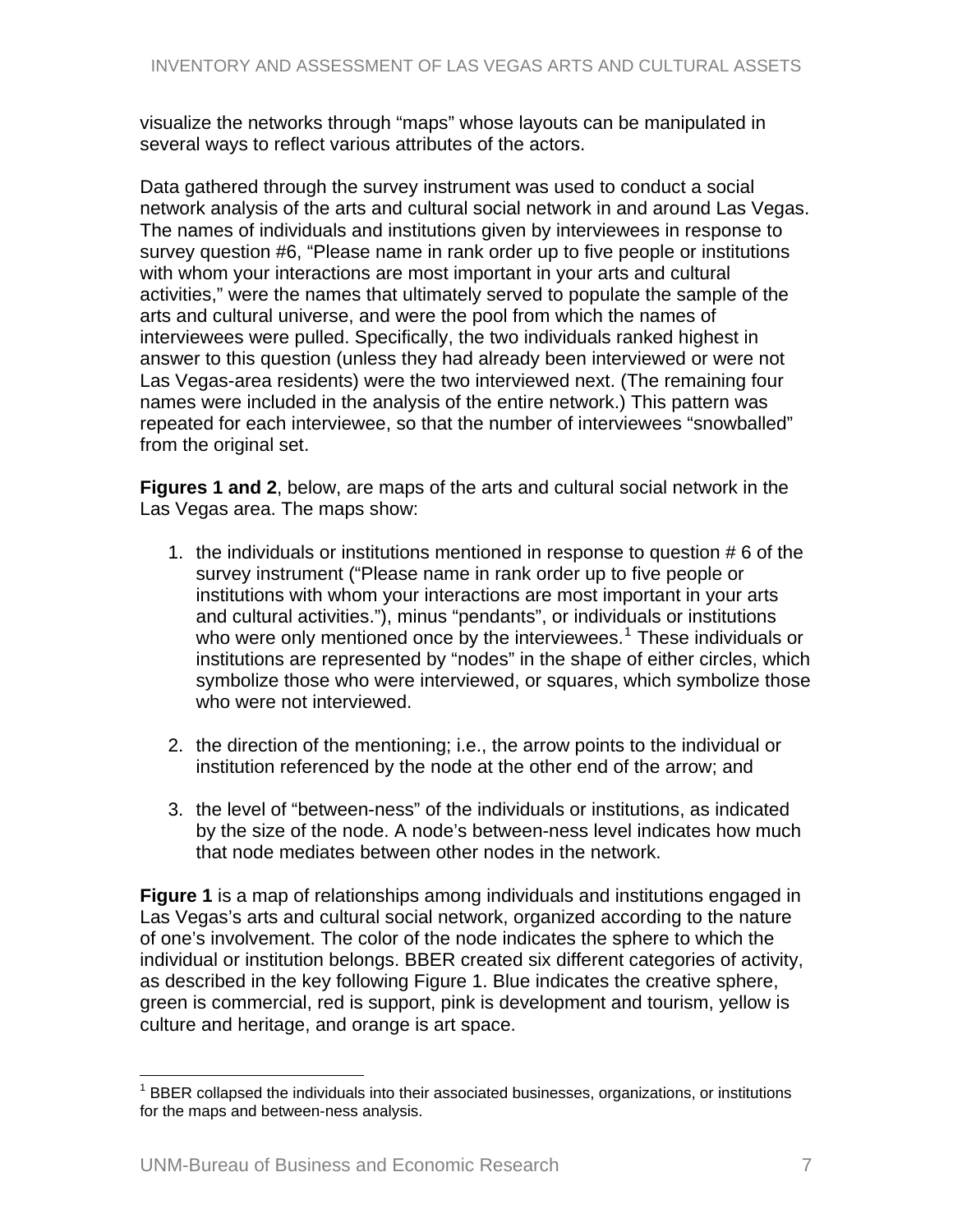visualize the networks through “maps” whose layouts can be manipulated in several ways to reflect various attributes of the actors.

Data gathered through the survey instrument was used to conduct a social network analysis of the arts and cultural social network in and around Las Vegas. The names of individuals and institutions given by interviewees in response to survey question #6, “Please name in rank order up to five people or institutions with whom your interactions are most important in your arts and cultural activities,” were the names that ultimately served to populate the sample of the arts and cultural universe, and were the pool from which the names of interviewees were pulled. Specifically, the two individuals ranked highest in answer to this question (unless they had already been interviewed or were not Las Vegas-area residents) were the two interviewed next. (The remaining four names were included in the analysis of the entire network.) This pattern was repeated for each interviewee, so that the number of interviewees “snowballed” from the original set.

**Figures 1 and 2**, below, are maps of the arts and cultural social network in the Las Vegas area. The maps show:

1. the individuals or institutions mentioned in response to question # 6 of the survey instrument (“Please name in rank order up to five people or institutions with whom your interactions are most important in your arts and cultural activities.”), minus “pendants”, or individuals or institutions who were only mentioned once by the interviewees.[1] These individuals or institutions are represented by “nodes” in the shape of either circles, which symbolize those who were interviewed, or squares, which symbolize those who were not interviewed.

2. the direction of the mentioning; i.e., the arrow points to the individual or institution referenced by the node at the other end of the arrow; and

3. the level of “between-ness” of the individuals or institutions, as indicated by the size of the node. A node’s between-ness level indicates how much that node mediates between other nodes in the network.

**Figure 1** is a map of relationships among individuals and institutions engaged in Las Vegas’s arts and cultural social network, organized according to the nature of one’s involvement. The color of the node indicates the sphere to which the individual or institution belongs. BBER created six different categories of activity, as described in the key following Figure 1. Blue indicates the creative sphere, green is commercial, red is support, pink is development and tourism, yellow is culture and heritage, and orange is art space.

[1] BBER collapsed the individuals into their associated businesses, organizations, or institutions for the maps and between-ness analysis.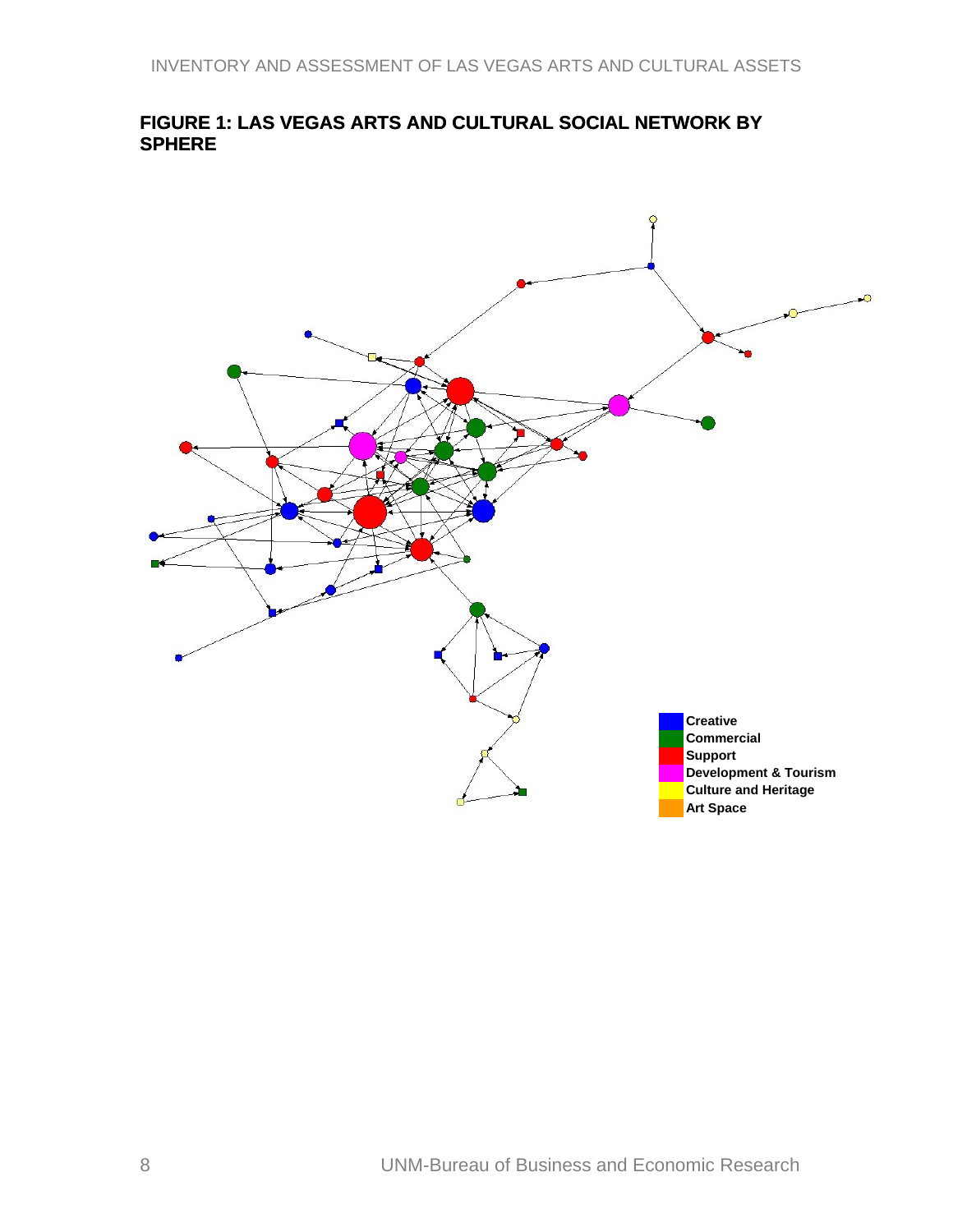**FIGURE 1: LAS VEGAS ARTS AND CULTURAL SOCIAL NETWORK BY SPHERE**

Creative
Commercial
Support
Development & Tourism
Culture and Heritage
Art Space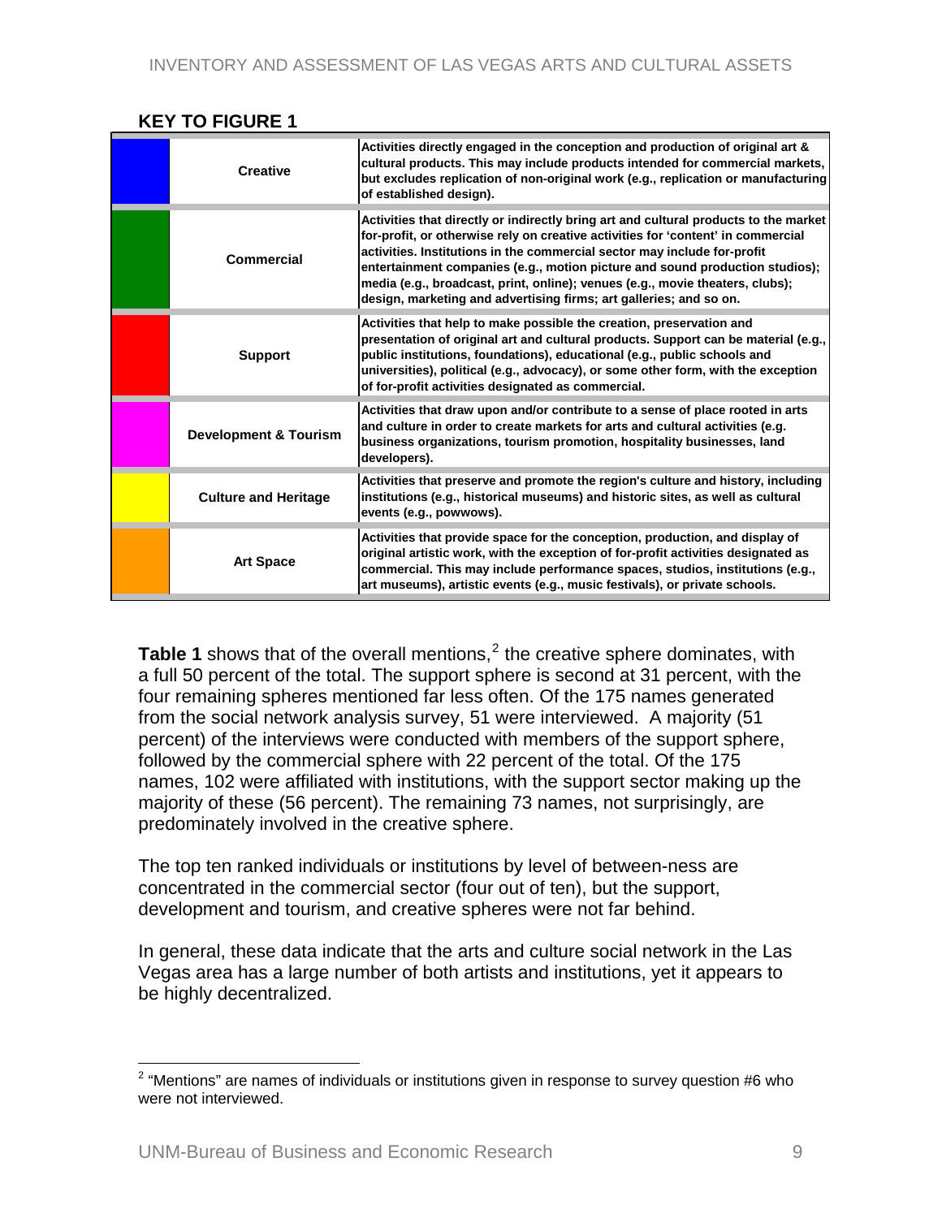## KEY TO FIGURE 1

| | | |
|---|---|---|
| | **Creative** | **Activities directly engaged in the conception and production of original art & cultural products. This may include products intended for commercial markets, but excludes replication of non-original work (e.g., replication or manufacturing of established design).** |
| | **Commercial** | **Activities that directly or indirectly bring art and cultural products to the market for-profit, or otherwise rely on creative activities for 'content' in commercial activities. Institutions in the commercial sector may include for-profit entertainment companies (e.g., motion picture and sound production studios); media (e.g., broadcast, print, online); venues (e.g., movie theaters, clubs); design, marketing and advertising firms; art galleries; and so on.** |
| | **Support** | **Activities that help to make possible the creation, preservation and presentation of original art and cultural products. Support can be material (e.g., public institutions, foundations), educational (e.g., public schools and universities), political (e.g., advocacy), or some other form, with the exception of for-profit activities designated as commercial.** |
| | **Development & Tourism** | **Activities that draw upon and/or contribute to a sense of place rooted in arts and culture in order to create markets for arts and cultural activities (e.g. business organizations, tourism promotion, hospitality businesses, land developers).** |
| | **Culture and Heritage** | **Activities that preserve and promote the region's culture and history, including institutions (e.g., historical museums) and historic sites, as well as cultural events (e.g., powwows).** |
| | **Art Space** | **Activities that provide space for the conception, production, and display of original artistic work, with the exception of for-profit activities designated as commercial. This may include performance spaces, studios, institutions (e.g., art museums), artistic events (e.g., music festivals), or private schools.** |

**Table 1** shows that of the overall mentions,[2] the creative sphere dominates, with a full 50 percent of the total. The support sphere is second at 31 percent, with the four remaining spheres mentioned far less often. Of the 175 names generated from the social network analysis survey, 51 were interviewed. A majority (51 percent) of the interviews were conducted with members of the support sphere, followed by the commercial sphere with 22 percent of the total. Of the 175 names, 102 were affiliated with institutions, with the support sector making up the majority of these (56 percent). The remaining 73 names, not surprisingly, are predominately involved in the creative sphere.

The top ten ranked individuals or institutions by level of between-ness are concentrated in the commercial sector (four out of ten), but the support, development and tourism, and creative spheres were not far behind.

In general, these data indicate that the arts and culture social network in the Las Vegas area has a large number of both artists and institutions, yet it appears to be highly decentralized.

[2] "Mentions" are names of individuals or institutions given in response to survey question #6 who were not interviewed.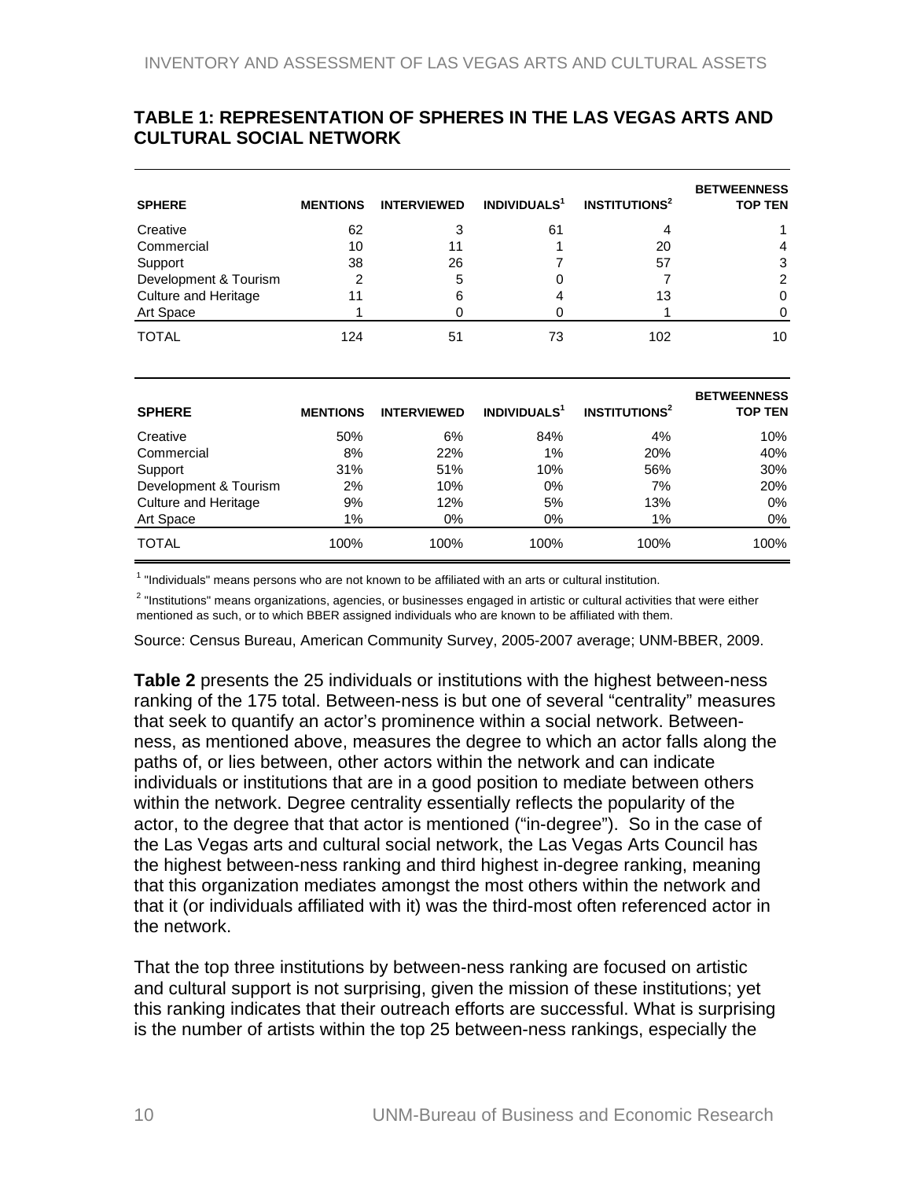**TABLE 1: REPRESENTATION OF SPHERES IN THE LAS VEGAS ARTS AND CULTURAL SOCIAL NETWORK**

| SPHERE | MENTIONS | INTERVIEWED | INDIVIDUALS[1] | INSTITUTIONS[2] | BETWEENNESS TOP TEN |
|---|---|---|---|---|---|
| Creative | 62 | 3 | 61 | 4 | 1 |
| Commercial | 10 | 11 | 1 | 20 | 4 |
| Support | 38 | 26 | 7 | 57 | 3 |
| Development & Tourism | 2 | 5 | 0 | 7 | 2 |
| Culture and Heritage | 11 | 6 | 4 | 13 | 0 |
| Art Space | 1 | 0 | 0 | 1 | 0 |
| TOTAL | 124 | 51 | 73 | 102 | 10 |

| SPHERE | MENTIONS | INTERVIEWED | INDIVIDUALS[1] | INSTITUTIONS[2] | BETWEENNESS TOP TEN |
|---|---|---|---|---|---|
| Creative | 50% | 6% | 84% | 4% | 10% |
| Commercial | 8% | 22% | 1% | 20% | 40% |
| Support | 31% | 51% | 10% | 56% | 30% |
| Development & Tourism | 2% | 10% | 0% | 7% | 20% |
| Culture and Heritage | 9% | 12% | 5% | 13% | 0% |
| Art Space | 1% | 0% | 0% | 1% | 0% |
| TOTAL | 100% | 100% | 100% | 100% | 100% |

[1] "Individuals" means persons who are not known to be affiliated with an arts or cultural institution.

[2] "Institutions" means organizations, agencies, or businesses engaged in artistic or cultural activities that were either mentioned as such, or to which BBER assigned individuals who are known to be affiliated with them.

Source: Census Bureau, American Community Survey, 2005-2007 average; UNM-BBER, 2009.

**Table 2** presents the 25 individuals or institutions with the highest between-ness ranking of the 175 total. Between-ness is but one of several "centrality" measures that seek to quantify an actor's prominence within a social network. Between-ness, as mentioned above, measures the degree to which an actor falls along the paths of, or lies between, other actors within the network and can indicate individuals or institutions that are in a good position to mediate between others within the network. Degree centrality essentially reflects the popularity of the actor, to the degree that that actor is mentioned ("in-degree"). So in the case of the Las Vegas arts and cultural social network, the Las Vegas Arts Council has the highest between-ness ranking and third highest in-degree ranking, meaning that this organization mediates amongst the most others within the network and that it (or individuals affiliated with it) was the third-most often referenced actor in the network.

That the top three institutions by between-ness ranking are focused on artistic and cultural support is not surprising, given the mission of these institutions; yet this ranking indicates that their outreach efforts are successful. What is surprising is the number of artists within the top 25 between-ness rankings, especially the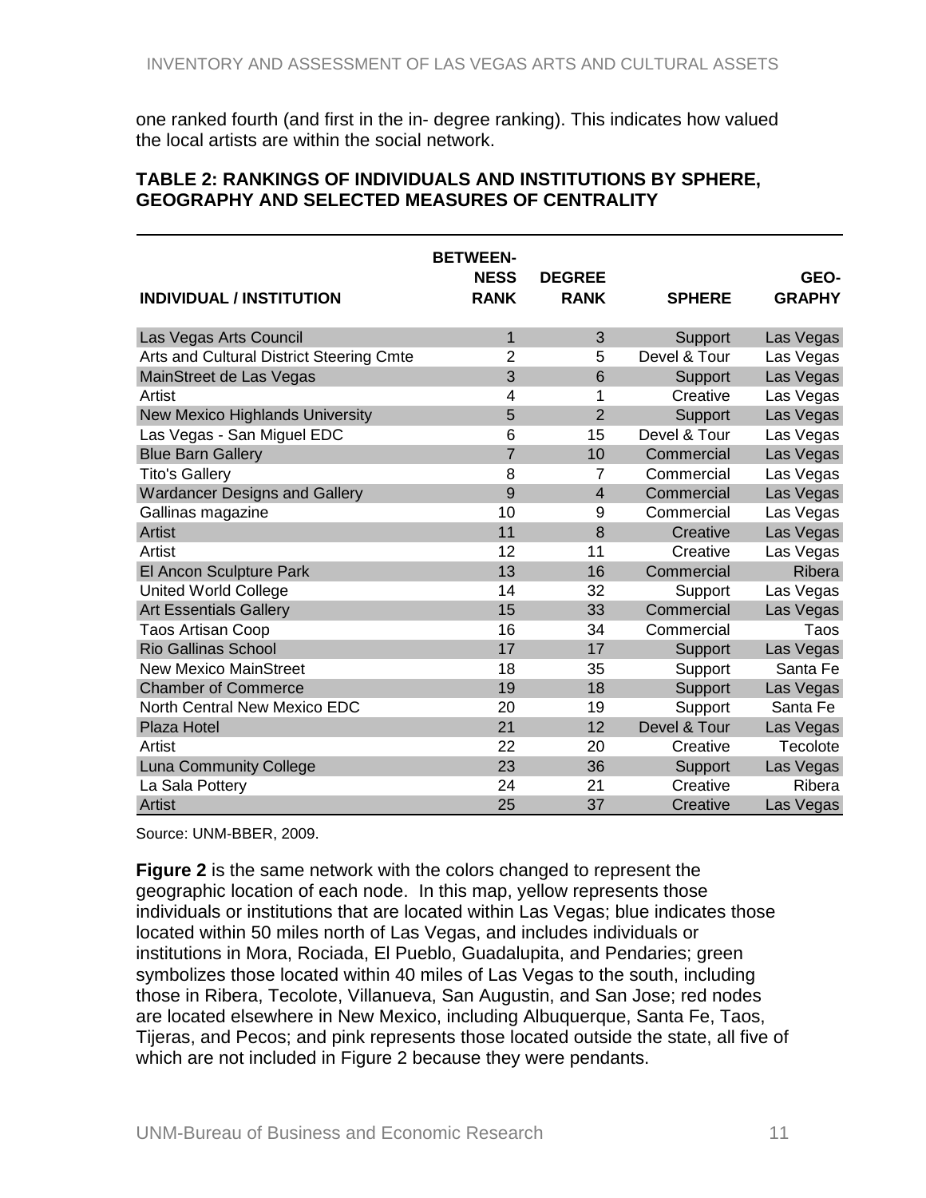one ranked fourth (and first in the in- degree ranking). This indicates how valued the local artists are within the social network.

**TABLE 2: RANKINGS OF INDIVIDUALS AND INSTITUTIONS BY SPHERE, GEOGRAPHY AND SELECTED MEASURES OF CENTRALITY**

| INDIVIDUAL / INSTITUTION | BETWEEN-NESS RANK | DEGREE RANK | SPHERE | GEO-GRAPHY |
|---|---|---|---|---|
| Las Vegas Arts Council | 1 | 3 | Support | Las Vegas |
| Arts and Cultural District Steering Cmte | 2 | 5 | Devel & Tour | Las Vegas |
| MainStreet de Las Vegas | 3 | 6 | Support | Las Vegas |
| Artist | 4 | 1 | Creative | Las Vegas |
| New Mexico Highlands University | 5 | 2 | Support | Las Vegas |
| Las Vegas - San Miguel EDC | 6 | 15 | Devel & Tour | Las Vegas |
| Blue Barn Gallery | 7 | 10 | Commercial | Las Vegas |
| Tito's Gallery | 8 | 7 | Commercial | Las Vegas |
| Wardancer Designs and Gallery | 9 | 4 | Commercial | Las Vegas |
| Gallinas magazine | 10 | 9 | Commercial | Las Vegas |
| Artist | 11 | 8 | Creative | Las Vegas |
| Artist | 12 | 11 | Creative | Las Vegas |
| El Ancon Sculpture Park | 13 | 16 | Commercial | Ribera |
| United World College | 14 | 32 | Support | Las Vegas |
| Art Essentials Gallery | 15 | 33 | Commercial | Las Vegas |
| Taos Artisan Coop | 16 | 34 | Commercial | Taos |
| Rio Gallinas School | 17 | 17 | Support | Las Vegas |
| New Mexico MainStreet | 18 | 35 | Support | Santa Fe |
| Chamber of Commerce | 19 | 18 | Support | Las Vegas |
| North Central New Mexico EDC | 20 | 19 | Support | Santa Fe |
| Plaza Hotel | 21 | 12 | Devel & Tour | Las Vegas |
| Artist | 22 | 20 | Creative | Tecolote |
| Luna Community College | 23 | 36 | Support | Las Vegas |
| La Sala Pottery | 24 | 21 | Creative | Ribera |
| Artist | 25 | 37 | Creative | Las Vegas |

Source: UNM-BBER, 2009.

**Figure 2** is the same network with the colors changed to represent the geographic location of each node. In this map, yellow represents those individuals or institutions that are located within Las Vegas; blue indicates those located within 50 miles north of Las Vegas, and includes individuals or institutions in Mora, Rociada, El Pueblo, Guadalupita, and Pendaries; green symbolizes those located within 40 miles of Las Vegas to the south, including those in Ribera, Tecolote, Villanueva, San Augustin, and San Jose; red nodes are located elsewhere in New Mexico, including Albuquerque, Santa Fe, Taos, Tijeras, and Pecos; and pink represents those located outside the state, all five of which are not included in Figure 2 because they were pendants.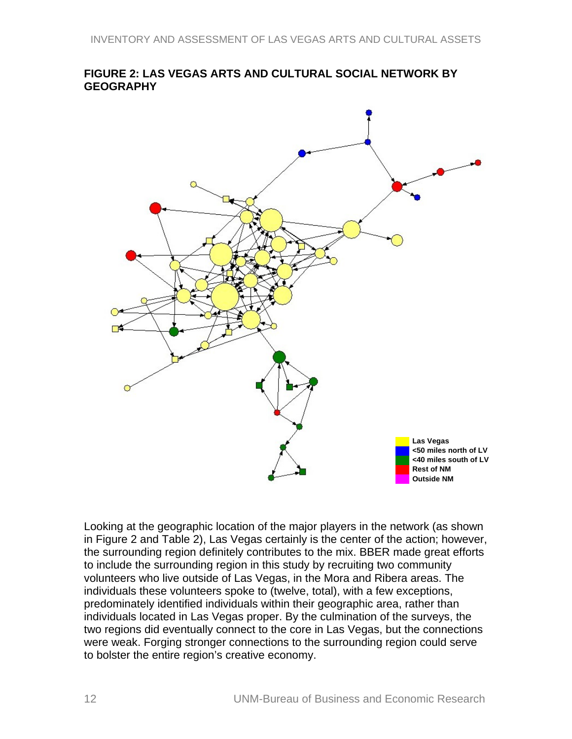**FIGURE 2: LAS VEGAS ARTS AND CULTURAL SOCIAL NETWORK BY GEOGRAPHY**

Las Vegas
<50 miles north of LV
<40 miles south of LV
Rest of NM
Outside NM

Looking at the geographic location of the major players in the network (as shown in Figure 2 and Table 2), Las Vegas certainly is the center of the action; however, the surrounding region definitely contributes to the mix. BBER made great efforts to include the surrounding region in this study by recruiting two community volunteers who live outside of Las Vegas, in the Mora and Ribera areas. The individuals these volunteers spoke to (twelve, total), with a few exceptions, predominately identified individuals within their geographic area, rather than individuals located in Las Vegas proper. By the culmination of the surveys, the two regions did eventually connect to the core in Las Vegas, but the connections were weak. Forging stronger connections to the surrounding region could serve to bolster the entire region's creative economy.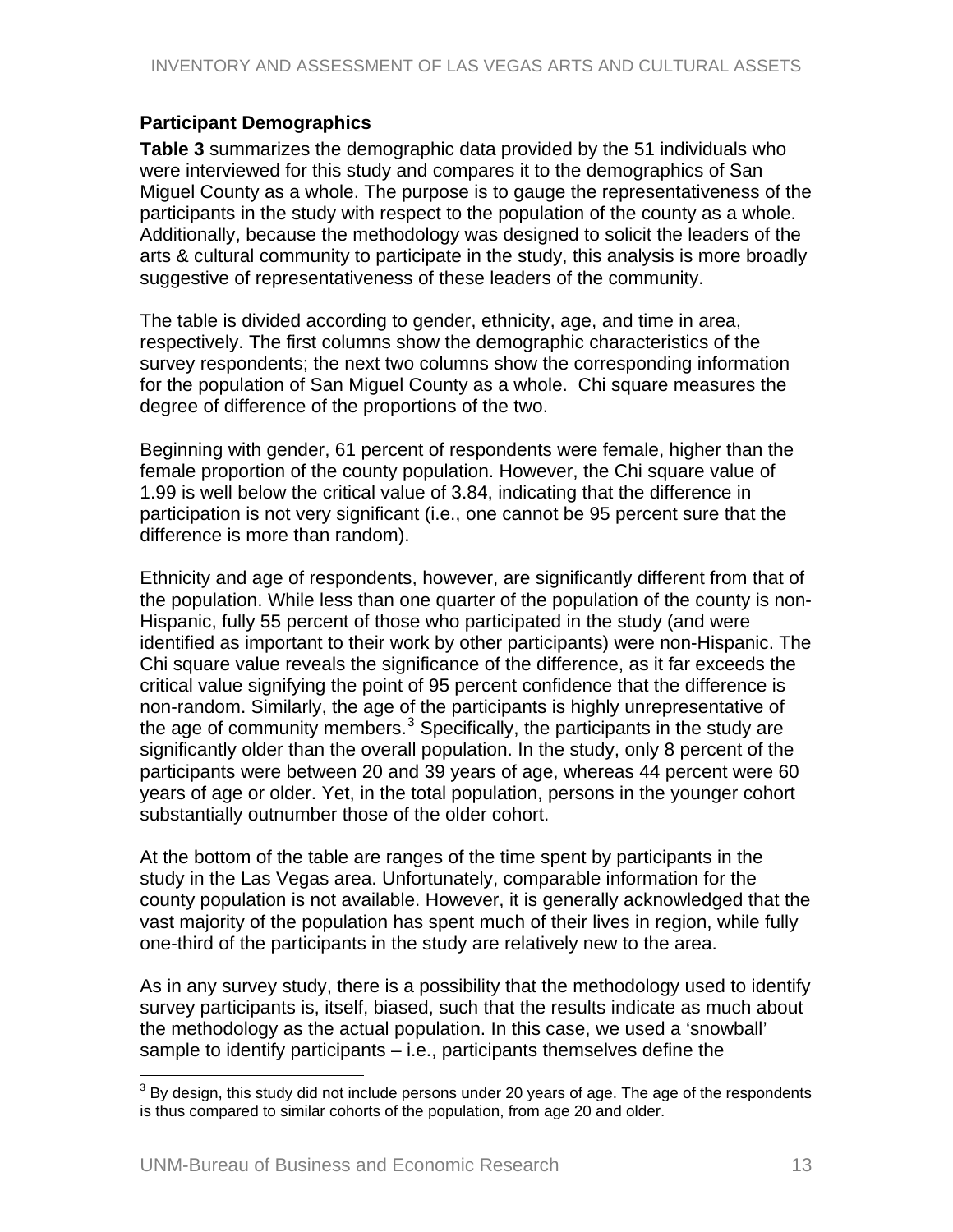### Participant Demographics

**Table 3** summarizes the demographic data provided by the 51 individuals who were interviewed for this study and compares it to the demographics of San Miguel County as a whole. The purpose is to gauge the representativeness of the participants in the study with respect to the population of the county as a whole. Additionally, because the methodology was designed to solicit the leaders of the arts & cultural community to participate in the study, this analysis is more broadly suggestive of representativeness of these leaders of the community.

The table is divided according to gender, ethnicity, age, and time in area, respectively. The first columns show the demographic characteristics of the survey respondents; the next two columns show the corresponding information for the population of San Miguel County as a whole. Chi square measures the degree of difference of the proportions of the two.

Beginning with gender, 61 percent of respondents were female, higher than the female proportion of the county population. However, the Chi square value of 1.99 is well below the critical value of 3.84, indicating that the difference in participation is not very significant (i.e., one cannot be 95 percent sure that the difference is more than random).

Ethnicity and age of respondents, however, are significantly different from that of the population. While less than one quarter of the population of the county is non-Hispanic, fully 55 percent of those who participated in the study (and were identified as important to their work by other participants) were non-Hispanic. The Chi square value reveals the significance of the difference, as it far exceeds the critical value signifying the point of 95 percent confidence that the difference is non-random. Similarly, the age of the participants is highly unrepresentative of the age of community members.[3] Specifically, the participants in the study are significantly older than the overall population. In the study, only 8 percent of the participants were between 20 and 39 years of age, whereas 44 percent were 60 years of age or older. Yet, in the total population, persons in the younger cohort substantially outnumber those of the older cohort.

At the bottom of the table are ranges of the time spent by participants in the study in the Las Vegas area. Unfortunately, comparable information for the county population is not available. However, it is generally acknowledged that the vast majority of the population has spent much of their lives in region, while fully one-third of the participants in the study are relatively new to the area.

As in any survey study, there is a possibility that the methodology used to identify survey participants is, itself, biased, such that the results indicate as much about the methodology as the actual population. In this case, we used a 'snowball' sample to identify participants – i.e., participants themselves define the

[3] By design, this study did not include persons under 20 years of age. The age of the respondents is thus compared to similar cohorts of the population, from age 20 and older.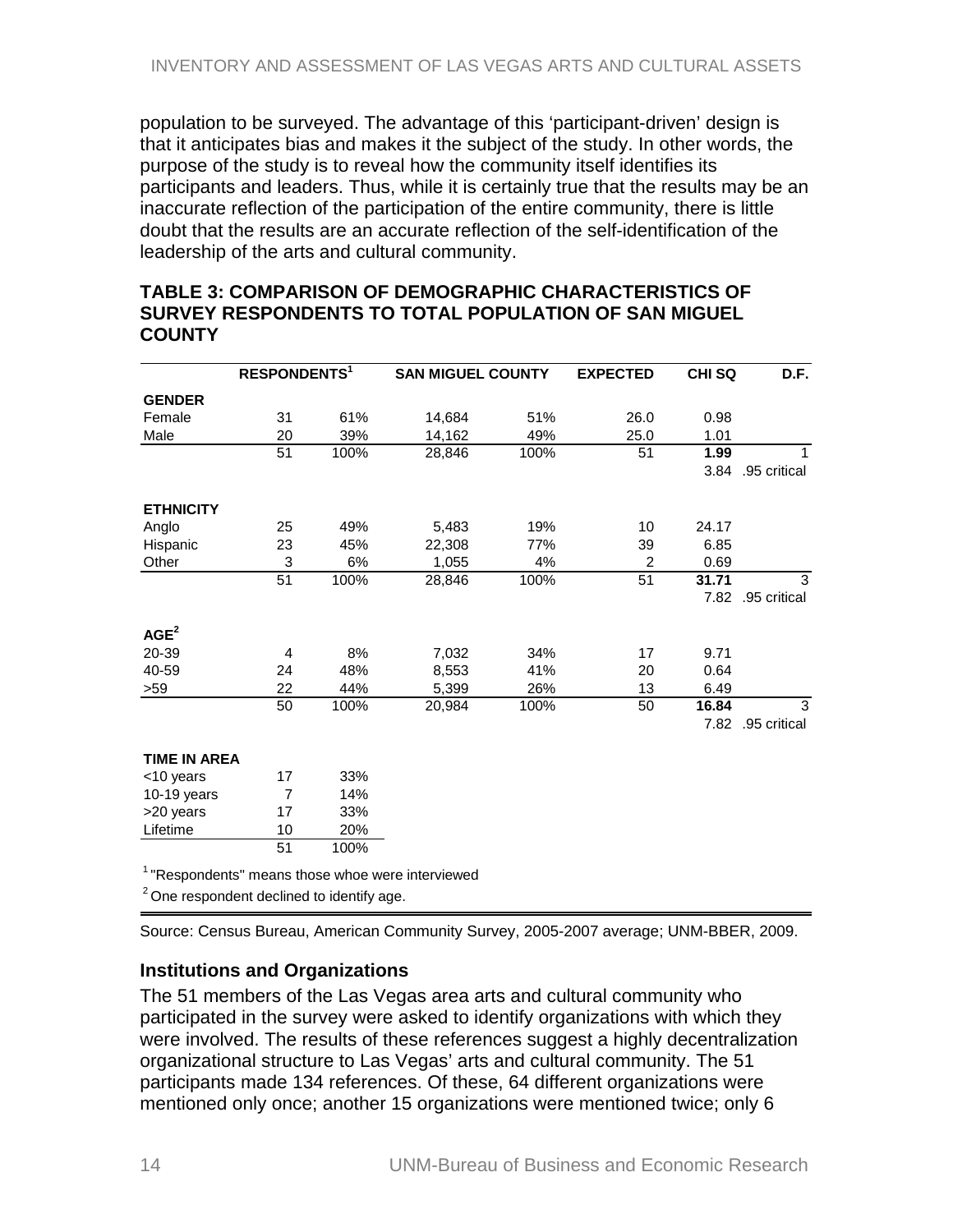population to be surveyed. The advantage of this 'participant-driven' design is that it anticipates bias and makes it the subject of the study. In other words, the purpose of the study is to reveal how the community itself identifies its participants and leaders. Thus, while it is certainly true that the results may be an inaccurate reflection of the participation of the entire community, there is little doubt that the results are an accurate reflection of the self-identification of the leadership of the arts and cultural community.

**TABLE 3: COMPARISON OF DEMOGRAPHIC CHARACTERISTICS OF SURVEY RESPONDENTS TO TOTAL POPULATION OF SAN MIGUEL COUNTY**

| | RESPONDENTS[1] | | SAN MIGUEL COUNTY | | EXPECTED | CHI SQ | D.F. |
|---|---|---|---|---|---|---|---|
| **GENDER** | | | | | | | |
| Female | 31 | 61% | 14,684 | 51% | 26.0 | 0.98 | |
| Male | 20 | 39% | 14,162 | 49% | 25.0 | 1.01 | |
| | 51 | 100% | 28,846 | 100% | 51 | **1.99** | 1 |
| | | | | | | 3.84 | .95 critical |
| **ETHNICITY** | | | | | | | |
| Anglo | 25 | 49% | 5,483 | 19% | 10 | 24.17 | |
| Hispanic | 23 | 45% | 22,308 | 77% | 39 | 6.85 | |
| Other | 3 | 6% | 1,055 | 4% | 2 | 0.69 | |
| | 51 | 100% | 28,846 | 100% | 51 | **31.71** | 3 |
| | | | | | | 7.82 | .95 critical |
| **AGE[2]** | | | | | | | |
| 20-39 | 4 | 8% | 7,032 | 34% | 17 | 9.71 | |
| 40-59 | 24 | 48% | 8,553 | 41% | 20 | 0.64 | |
| >59 | 22 | 44% | 5,399 | 26% | 13 | 6.49 | |
| | 50 | 100% | 20,984 | 100% | 50 | **16.84** | 3 |
| | | | | | | 7.82 | .95 critical |
| **TIME IN AREA** | | | | | | | |
| <10 years | 17 | 33% | | | | | |
| 10-19 years | 7 | 14% | | | | | |
| >20 years | 17 | 33% | | | | | |
| Lifetime | 10 | 20% | | | | | |
| | 51 | 100% | | | | | |

[1] "Respondents" means those whoe were interviewed

[2] One respondent declined to identify age.

Source: Census Bureau, American Community Survey, 2005-2007 average; UNM-BBER, 2009.

### Institutions and Organizations

The 51 members of the Las Vegas area arts and cultural community who participated in the survey were asked to identify organizations with which they were involved. The results of these references suggest a highly decentralization organizational structure to Las Vegas' arts and cultural community. The 51 participants made 134 references. Of these, 64 different organizations were mentioned only once; another 15 organizations were mentioned twice; only 6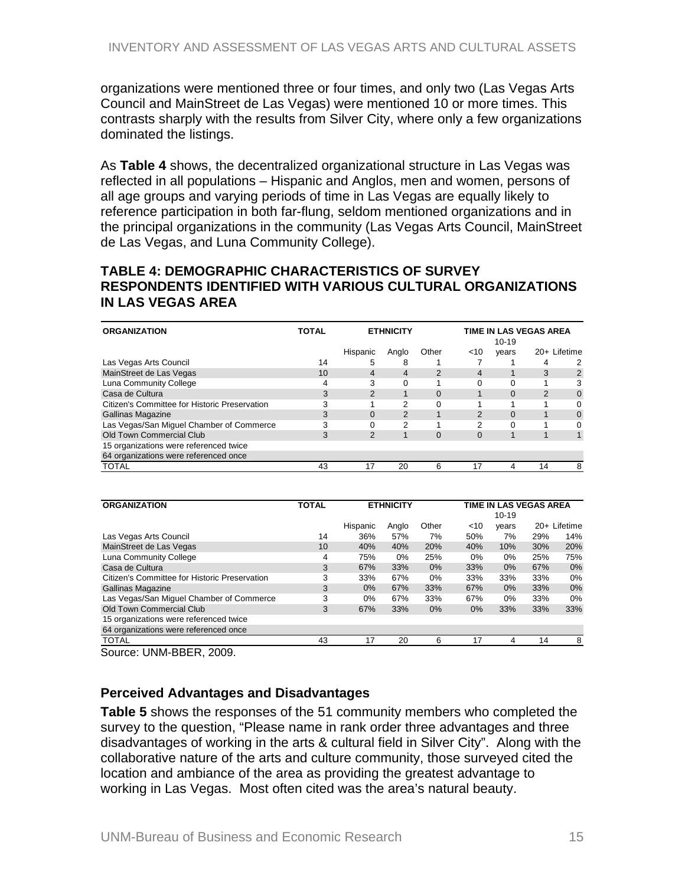organizations were mentioned three or four times, and only two (Las Vegas Arts Council and MainStreet de Las Vegas) were mentioned 10 or more times. This contrasts sharply with the results from Silver City, where only a few organizations dominated the listings.

As **Table 4** shows, the decentralized organizational structure in Las Vegas was reflected in all populations – Hispanic and Anglos, men and women, persons of all age groups and varying periods of time in Las Vegas are equally likely to reference participation in both far-flung, seldom mentioned organizations and in the principal organizations in the community (Las Vegas Arts Council, MainStreet de Las Vegas, and Luna Community College).

### TABLE 4: DEMOGRAPHIC CHARACTERISTICS OF SURVEY RESPONDENTS IDENTIFIED WITH VARIOUS CULTURAL ORGANIZATIONS IN LAS VEGAS AREA

| ORGANIZATION | TOTAL | ETHNICITY | | | TIME IN LAS VEGAS AREA | | | |
|---|---|---|---|---|---|---|---|---|
| | | Hispanic | Anglo | Other | <10 | 10-19 years | 20+ | Lifetime |
| Las Vegas Arts Council | 14 | 5 | 8 | 1 | 7 | 1 | 4 | 2 |
| MainStreet de Las Vegas | 10 | 4 | 4 | 2 | 4 | 1 | 3 | 2 |
| Luna Community College | 4 | 3 | 0 | 1 | 0 | 0 | 1 | 3 |
| Casa de Cultura | 3 | 2 | 1 | 0 | 1 | 0 | 2 | 0 |
| Citizen's Committee for Historic Preservation | 3 | 1 | 2 | 0 | 1 | 1 | 1 | 0 |
| Gallinas Magazine | 3 | 0 | 2 | 1 | 2 | 0 | 1 | 0 |
| Las Vegas/San Miguel Chamber of Commerce | 3 | 0 | 2 | 1 | 2 | 0 | 1 | 0 |
| Old Town Commercial Club | 3 | 2 | 1 | 0 | 0 | 1 | 1 | 1 |
| 15 organizations were referenced twice | | | | | | | | |
| 64 organizations were referenced once | | | | | | | | |
| TOTAL | 43 | 17 | 20 | 6 | 17 | 4 | 14 | 8 |

| ORGANIZATION | TOTAL | ETHNICITY | | | TIME IN LAS VEGAS AREA | | | |
|---|---|---|---|---|---|---|---|---|
| | | Hispanic | Anglo | Other | <10 | 10-19 years | 20+ | Lifetime |
| Las Vegas Arts Council | 14 | 36% | 57% | 7% | 50% | 7% | 29% | 14% |
| MainStreet de Las Vegas | 10 | 40% | 40% | 20% | 40% | 10% | 30% | 20% |
| Luna Community College | 4 | 75% | 0% | 25% | 0% | 0% | 25% | 75% |
| Casa de Cultura | 3 | 67% | 33% | 0% | 33% | 0% | 67% | 0% |
| Citizen's Committee for Historic Preservation | 3 | 33% | 67% | 0% | 33% | 33% | 33% | 0% |
| Gallinas Magazine | 3 | 0% | 67% | 33% | 67% | 0% | 33% | 0% |
| Las Vegas/San Miguel Chamber of Commerce | 3 | 0% | 67% | 33% | 67% | 0% | 33% | 0% |
| Old Town Commercial Club | 3 | 67% | 33% | 0% | 0% | 33% | 33% | 33% |
| 15 organizations were referenced twice | | | | | | | | |
| 64 organizations were referenced once | | | | | | | | |
| TOTAL | 43 | 17 | 20 | 6 | 17 | 4 | 14 | 8 |

Source: UNM-BBER, 2009.

### Perceived Advantages and Disadvantages

**Table 5** shows the responses of the 51 community members who completed the survey to the question, "Please name in rank order three advantages and three disadvantages of working in the arts & cultural field in Silver City". Along with the collaborative nature of the arts and culture community, those surveyed cited the location and ambiance of the area as providing the greatest advantage to working in Las Vegas. Most often cited was the area's natural beauty.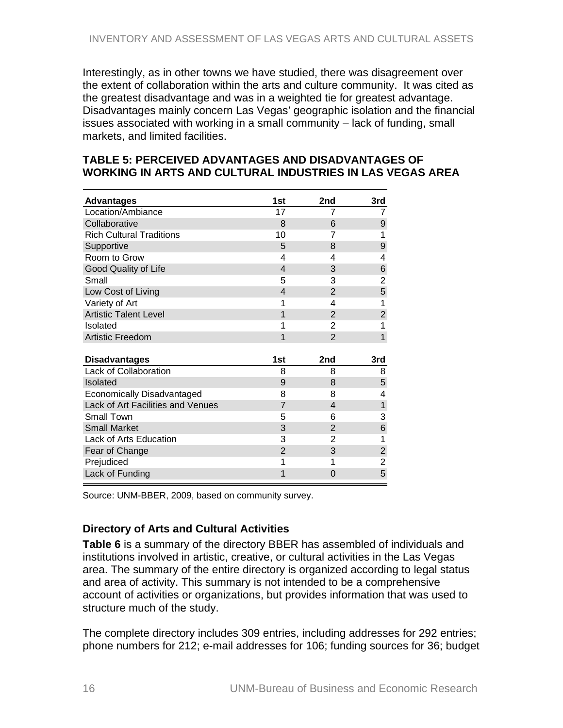Interestingly, as in other towns we have studied, there was disagreement over the extent of collaboration within the arts and culture community. It was cited as the greatest disadvantage and was in a weighted tie for greatest advantage. Disadvantages mainly concern Las Vegas' geographic isolation and the financial issues associated with working in a small community – lack of funding, small markets, and limited facilities.

**TABLE 5: PERCEIVED ADVANTAGES AND DISADVANTAGES OF WORKING IN ARTS AND CULTURAL INDUSTRIES IN LAS VEGAS AREA**

| Advantages | 1st | 2nd | 3rd |
|---|---|---|---|
| Location/Ambiance | 17 | 7 | 7 |
| Collaborative | 8 | 6 | 9 |
| Rich Cultural Traditions | 10 | 7 | 1 |
| Supportive | 5 | 8 | 9 |
| Room to Grow | 4 | 4 | 4 |
| Good Quality of Life | 4 | 3 | 6 |
| Small | 5 | 3 | 2 |
| Low Cost of Living | 4 | 2 | 5 |
| Variety of Art | 1 | 4 | 1 |
| Artistic Talent Level | 1 | 2 | 2 |
| Isolated | 1 | 2 | 1 |
| Artistic Freedom | 1 | 2 | 1 |
| **Disadvantages** | **1st** | **2nd** | **3rd** |
| Lack of Collaboration | 8 | 8 | 8 |
| Isolated | 9 | 8 | 5 |
| Economically Disadvantaged | 8 | 8 | 4 |
| Lack of Art Facilities and Venues | 7 | 4 | 1 |
| Small Town | 5 | 6 | 3 |
| Small Market | 3 | 2 | 6 |
| Lack of Arts Education | 3 | 2 | 1 |
| Fear of Change | 2 | 3 | 2 |
| Prejudiced | 1 | 1 | 2 |
| Lack of Funding | 1 | 0 | 5 |

Source: UNM-BBER, 2009, based on community survey.

### Directory of Arts and Cultural Activities

**Table 6** is a summary of the directory BBER has assembled of individuals and institutions involved in artistic, creative, or cultural activities in the Las Vegas area. The summary of the entire directory is organized according to legal status and area of activity. This summary is not intended to be a comprehensive account of activities or organizations, but provides information that was used to structure much of the study.

The complete directory includes 309 entries, including addresses for 292 entries; phone numbers for 212; e-mail addresses for 106; funding sources for 36; budget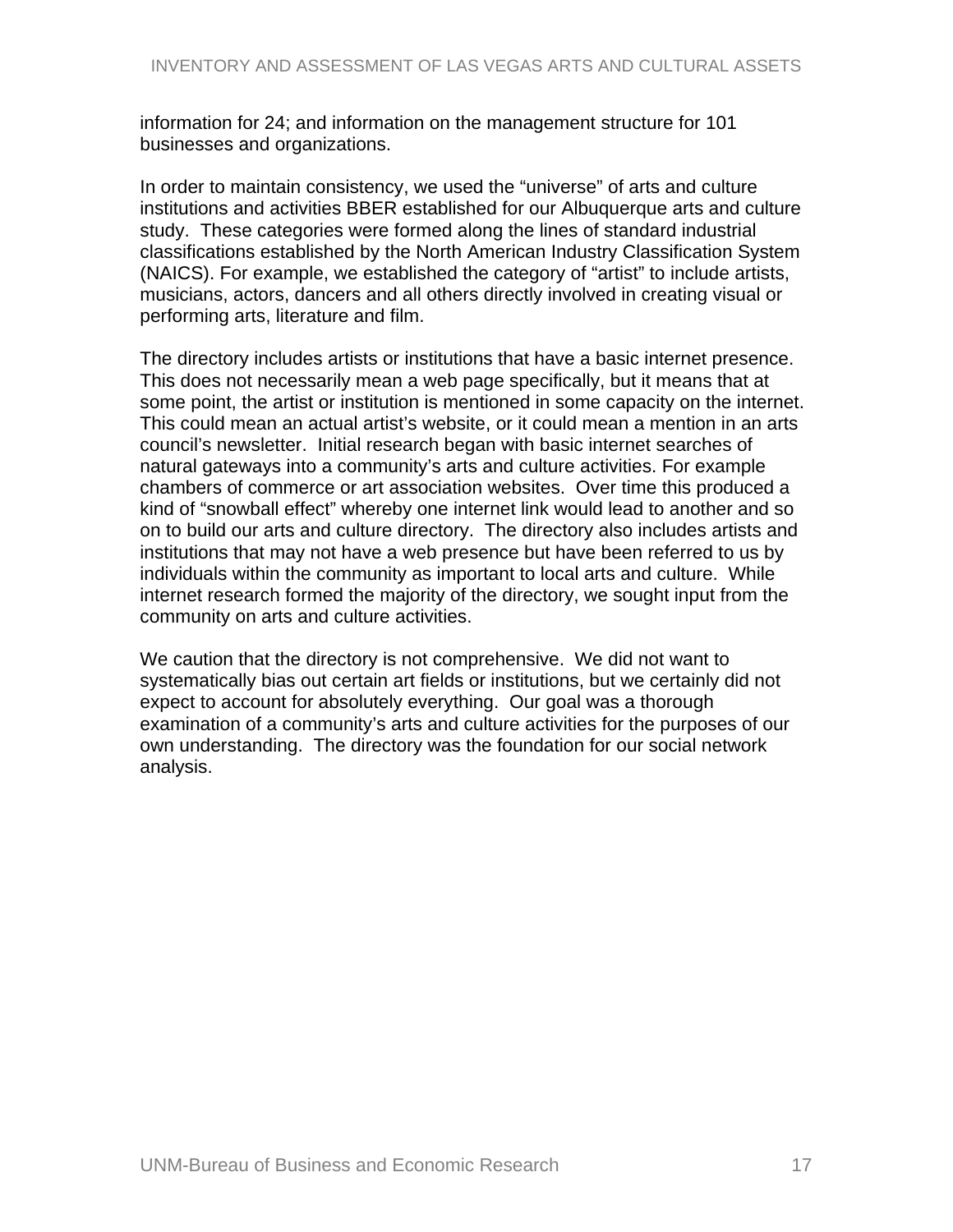information for 24; and information on the management structure for 101 businesses and organizations.

In order to maintain consistency, we used the “universe” of arts and culture institutions and activities BBER established for our Albuquerque arts and culture study. These categories were formed along the lines of standard industrial classifications established by the North American Industry Classification System (NAICS). For example, we established the category of “artist” to include artists, musicians, actors, dancers and all others directly involved in creating visual or performing arts, literature and film.

The directory includes artists or institutions that have a basic internet presence. This does not necessarily mean a web page specifically, but it means that at some point, the artist or institution is mentioned in some capacity on the internet. This could mean an actual artist’s website, or it could mean a mention in an arts council’s newsletter. Initial research began with basic internet searches of natural gateways into a community’s arts and culture activities. For example chambers of commerce or art association websites. Over time this produced a kind of “snowball effect” whereby one internet link would lead to another and so on to build our arts and culture directory. The directory also includes artists and institutions that may not have a web presence but have been referred to us by individuals within the community as important to local arts and culture. While internet research formed the majority of the directory, we sought input from the community on arts and culture activities.

We caution that the directory is not comprehensive. We did not want to systematically bias out certain art fields or institutions, but we certainly did not expect to account for absolutely everything. Our goal was a thorough examination of a community’s arts and culture activities for the purposes of our own understanding. The directory was the foundation for our social network analysis.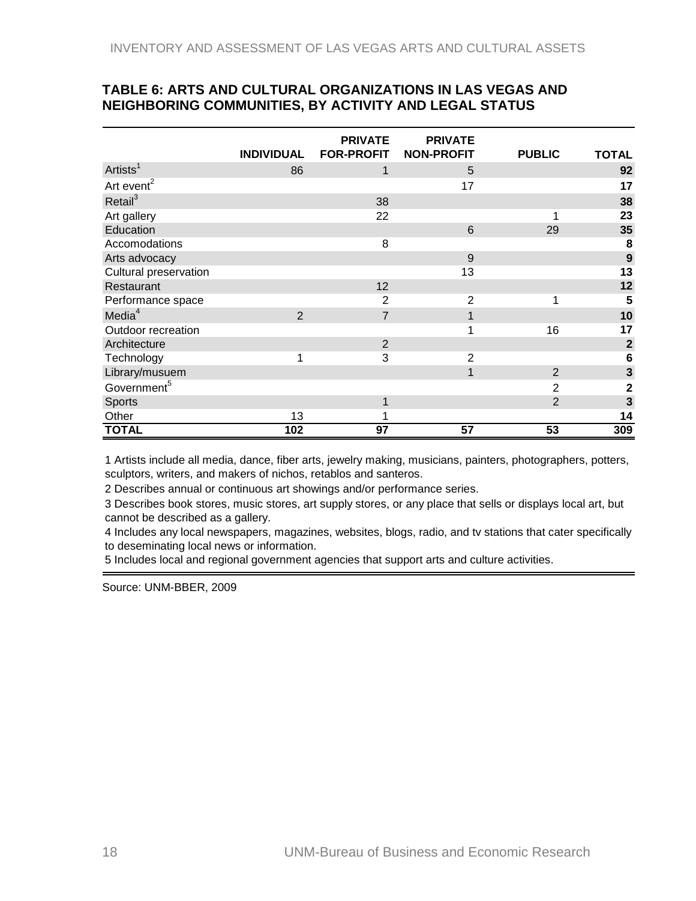**TABLE 6: ARTS AND CULTURAL ORGANIZATIONS IN LAS VEGAS AND NEIGHBORING COMMUNITIES, BY ACTIVITY AND LEGAL STATUS**

| | INDIVIDUAL | PRIVATE FOR-PROFIT | PRIVATE NON-PROFIT | PUBLIC | TOTAL |
|---|---|---|---|---|---|
| Artists[1] | 86 | 1 | 5 | | **92** |
| Art event[2] | | | 17 | | **17** |
| Retail[3] | | 38 | | | **38** |
| Art gallery | | 22 | | 1 | **23** |
| Education | | | 6 | 29 | **35** |
| Accomodations | | 8 | | | **8** |
| Arts advocacy | | | 9 | | **9** |
| Cultural preservation | | | 13 | | **13** |
| Restaurant | | 12 | | | **12** |
| Performance space | | 2 | 2 | 1 | **5** |
| Media[4] | 2 | 7 | 1 | | **10** |
| Outdoor recreation | | | 1 | 16 | **17** |
| Architecture | | 2 | | | **2** |
| Technology | 1 | 3 | 2 | | **6** |
| Library/musuem | | | 1 | 2 | **3** |
| Government[5] | | | | 2 | **2** |
| Sports | | 1 | | 2 | **3** |
| Other | 13 | 1 | | | **14** |
| **TOTAL** | **102** | **97** | **57** | **53** | **309** |

1 Artists include all media, dance, fiber arts, jewelry making, musicians, painters, photographers, potters, sculptors, writers, and makers of nichos, retablos and santeros.

2 Describes annual or continuous art showings and/or performance series.

3 Describes book stores, music stores, art supply stores, or any place that sells or displays local art, but cannot be described as a gallery.

4 Includes any local newspapers, magazines, websites, blogs, radio, and tv stations that cater specifically to deseminating local news or information.

5 Includes local and regional government agencies that support arts and culture activities.

Source: UNM-BBER, 2009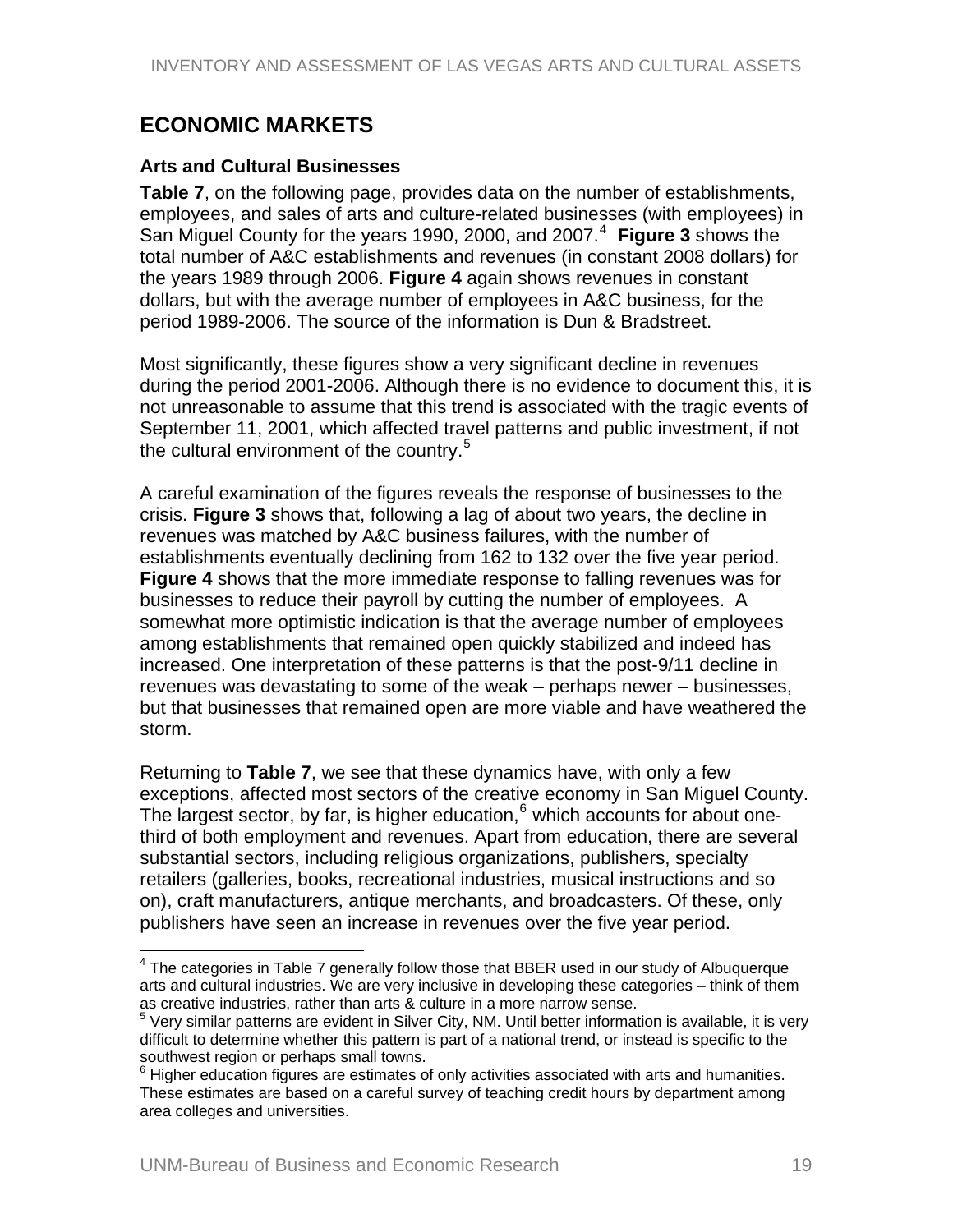## ECONOMIC MARKETS

### Arts and Cultural Businesses

**Table 7**, on the following page, provides data on the number of establishments, employees, and sales of arts and culture-related businesses (with employees) in San Miguel County for the years 1990, 2000, and 2007.[4] **Figure 3** shows the total number of A&C establishments and revenues (in constant 2008 dollars) for the years 1989 through 2006. **Figure 4** again shows revenues in constant dollars, but with the average number of employees in A&C business, for the period 1989-2006. The source of the information is Dun & Bradstreet.

Most significantly, these figures show a very significant decline in revenues during the period 2001-2006. Although there is no evidence to document this, it is not unreasonable to assume that this trend is associated with the tragic events of September 11, 2001, which affected travel patterns and public investment, if not the cultural environment of the country.[5]

A careful examination of the figures reveals the response of businesses to the crisis. **Figure 3** shows that, following a lag of about two years, the decline in revenues was matched by A&C business failures, with the number of establishments eventually declining from 162 to 132 over the five year period. **Figure 4** shows that the more immediate response to falling revenues was for businesses to reduce their payroll by cutting the number of employees. A somewhat more optimistic indication is that the average number of employees among establishments that remained open quickly stabilized and indeed has increased. One interpretation of these patterns is that the post-9/11 decline in revenues was devastating to some of the weak – perhaps newer – businesses, but that businesses that remained open are more viable and have weathered the storm.

Returning to **Table 7**, we see that these dynamics have, with only a few exceptions, affected most sectors of the creative economy in San Miguel County. The largest sector, by far, is higher education,[6] which accounts for about one-third of both employment and revenues. Apart from education, there are several substantial sectors, including religious organizations, publishers, specialty retailers (galleries, books, recreational industries, musical instructions and so on), craft manufacturers, antique merchants, and broadcasters. Of these, only publishers have seen an increase in revenues over the five year period.

---

[4] The categories in Table 7 generally follow those that BBER used in our study of Albuquerque arts and cultural industries. We are very inclusive in developing these categories – think of them as creative industries, rather than arts & culture in a more narrow sense.

[5] Very similar patterns are evident in Silver City, NM. Until better information is available, it is very difficult to determine whether this pattern is part of a national trend, or instead is specific to the southwest region or perhaps small towns.

[6] Higher education figures are estimates of only activities associated with arts and humanities. These estimates are based on a careful survey of teaching credit hours by department among area colleges and universities.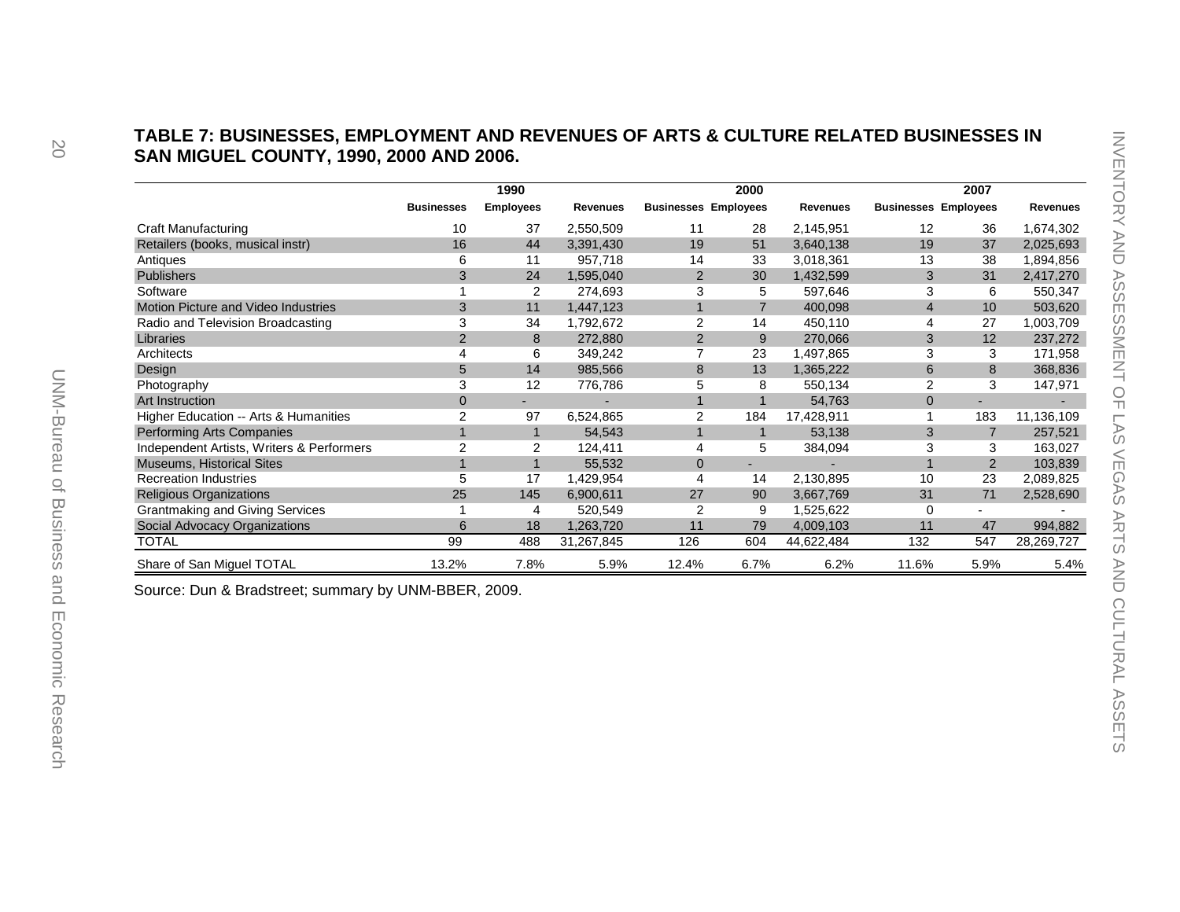**TABLE 7: BUSINESSES, EMPLOYMENT AND REVENUES OF ARTS & CULTURE RELATED BUSINESSES IN SAN MIGUEL COUNTY, 1990, 2000 AND 2006.**

| | 1990 | | | 2000 | | | 2007 | | |
|---|---|---|---|---|---|---|---|---|---|
| | Businesses | Employees | Revenues | Businesses | Employees | Revenues | Businesses | Employees | Revenues |
| Craft Manufacturing | 10 | 37 | 2,550,509 | 11 | 28 | 2,145,951 | 12 | 36 | 1,674,302 |
| Retailers (books, musical instr) | 16 | 44 | 3,391,430 | 19 | 51 | 3,640,138 | 19 | 37 | 2,025,693 |
| Antiques | 6 | 11 | 957,718 | 14 | 33 | 3,018,361 | 13 | 38 | 1,894,856 |
| Publishers | 3 | 24 | 1,595,040 | 2 | 30 | 1,432,599 | 3 | 31 | 2,417,270 |
| Software | 1 | 2 | 274,693 | 3 | 5 | 597,646 | 3 | 6 | 550,347 |
| Motion Picture and Video Industries | 3 | 11 | 1,447,123 | 1 | 7 | 400,098 | 4 | 10 | 503,620 |
| Radio and Television Broadcasting | 3 | 34 | 1,792,672 | 2 | 14 | 450,110 | 4 | 27 | 1,003,709 |
| Libraries | 2 | 8 | 272,880 | 2 | 9 | 270,066 | 3 | 12 | 237,272 |
| Architects | 4 | 6 | 349,242 | 7 | 23 | 1,497,865 | 3 | 3 | 171,958 |
| Design | 5 | 14 | 985,566 | 8 | 13 | 1,365,222 | 6 | 8 | 368,836 |
| Photography | 3 | 12 | 776,786 | 5 | 8 | 550,134 | 2 | 3 | 147,971 |
| Art Instruction | 0 | - | - | 1 | 1 | 54,763 | 0 | - | - |
| Higher Education -- Arts & Humanities | 2 | 97 | 6,524,865 | 2 | 184 | 17,428,911 | 1 | 183 | 11,136,109 |
| Performing Arts Companies | 1 | 1 | 54,543 | 1 | 1 | 53,138 | 3 | 7 | 257,521 |
| Independent Artists, Writers & Performers | 2 | 2 | 124,411 | 4 | 5 | 384,094 | 3 | 3 | 163,027 |
| Museums, Historical Sites | 1 | 1 | 55,532 | 0 | - | - | 1 | 2 | 103,839 |
| Recreation Industries | 5 | 17 | 1,429,954 | 4 | 14 | 2,130,895 | 10 | 23 | 2,089,825 |
| Religious Organizations | 25 | 145 | 6,900,611 | 27 | 90 | 3,667,769 | 31 | 71 | 2,528,690 |
| Grantmaking and Giving Services | 1 | 4 | 520,549 | 2 | 9 | 1,525,622 | 0 | - | - |
| Social Advocacy Organizations | 6 | 18 | 1,263,720 | 11 | 79 | 4,009,103 | 11 | 47 | 994,882 |
| TOTAL | 99 | 488 | 31,267,845 | 126 | 604 | 44,622,484 | 132 | 547 | 28,269,727 |
| Share of San Miguel TOTAL | 13.2% | 7.8% | 5.9% | 12.4% | 6.7% | 6.2% | 11.6% | 5.9% | 5.4% |

Source: Dun & Bradstreet; summary by UNM-BBER, 2009.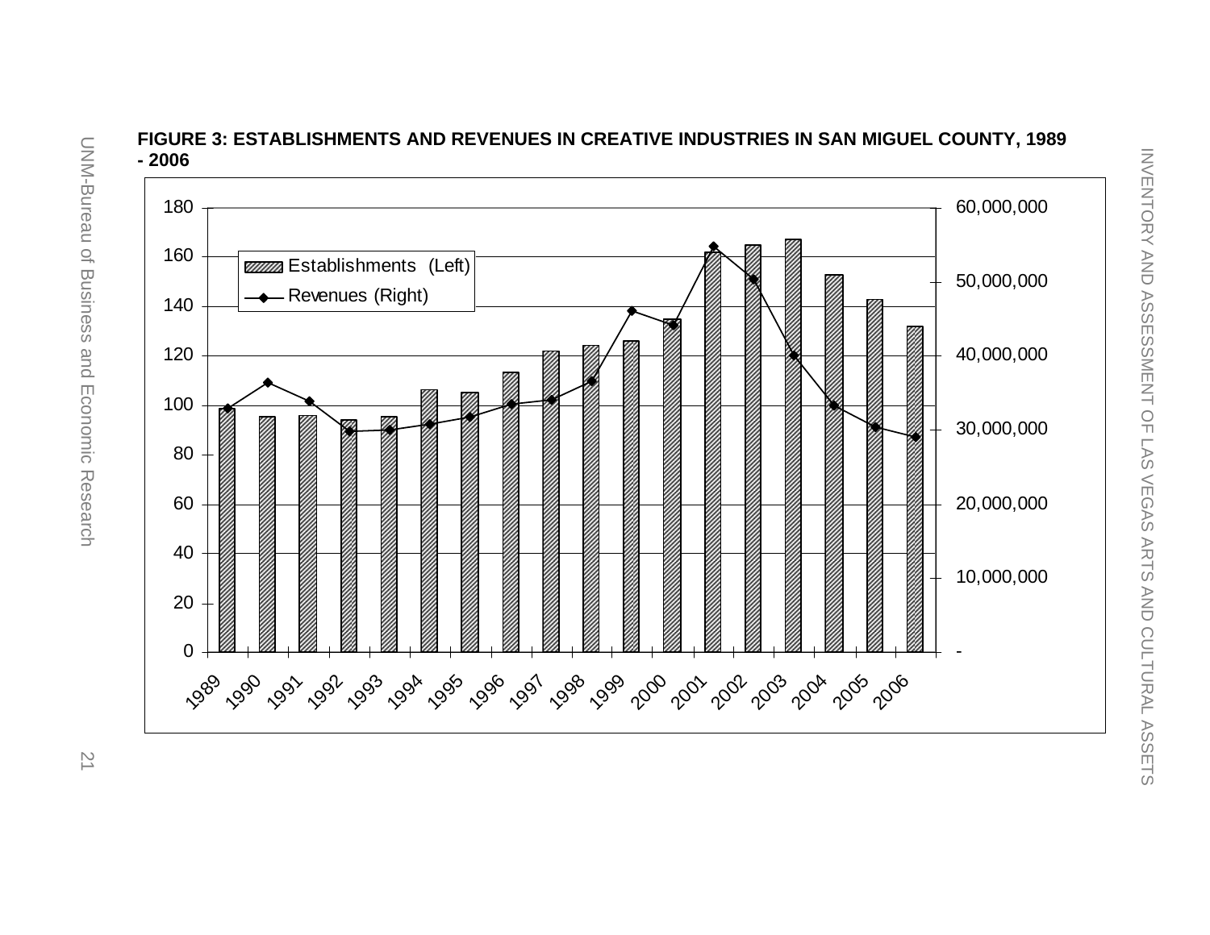**FIGURE 3: ESTABLISHMENTS AND REVENUES IN CREATIVE INDUSTRIES IN SAN MIGUEL COUNTY, 1989 - 2006**

Establishments (Left)
Revenues (Right)

180
160
140
120
100
80
60
40
20
0

60,000,000
50,000,000
40,000,000
30,000,000
20,000,000
10,000,000
-

1989 1990 1991 1992 1993 1994 1995 1996 1997 1998 1999 2000 2001 2002 2003 2004 2005 2006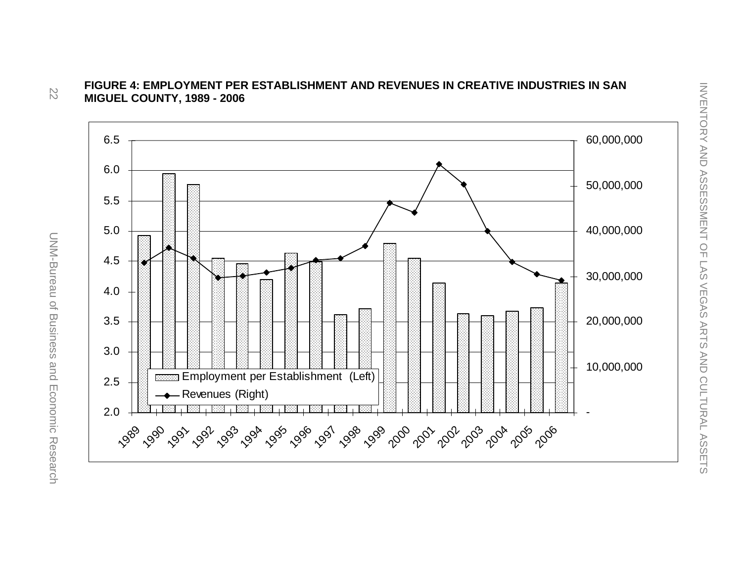**FIGURE 4: EMPLOYMENT PER ESTABLISHMENT AND REVENUES IN CREATIVE INDUSTRIES IN SAN MIGUEL COUNTY, 1989 - 2006**

6.5
6.0
5.5
5.0
4.5
4.0
3.5
3.0
2.5
2.0

60,000,000
50,000,000
40,000,000
30,000,000
20,000,000
10,000,000
-

1989 1990 1991 1992 1993 1994 1995 1996 1997 1998 1999 2000 2001 2002 2003 2004 2005 2006

Employment per Establishment (Left)
Revenues (Right)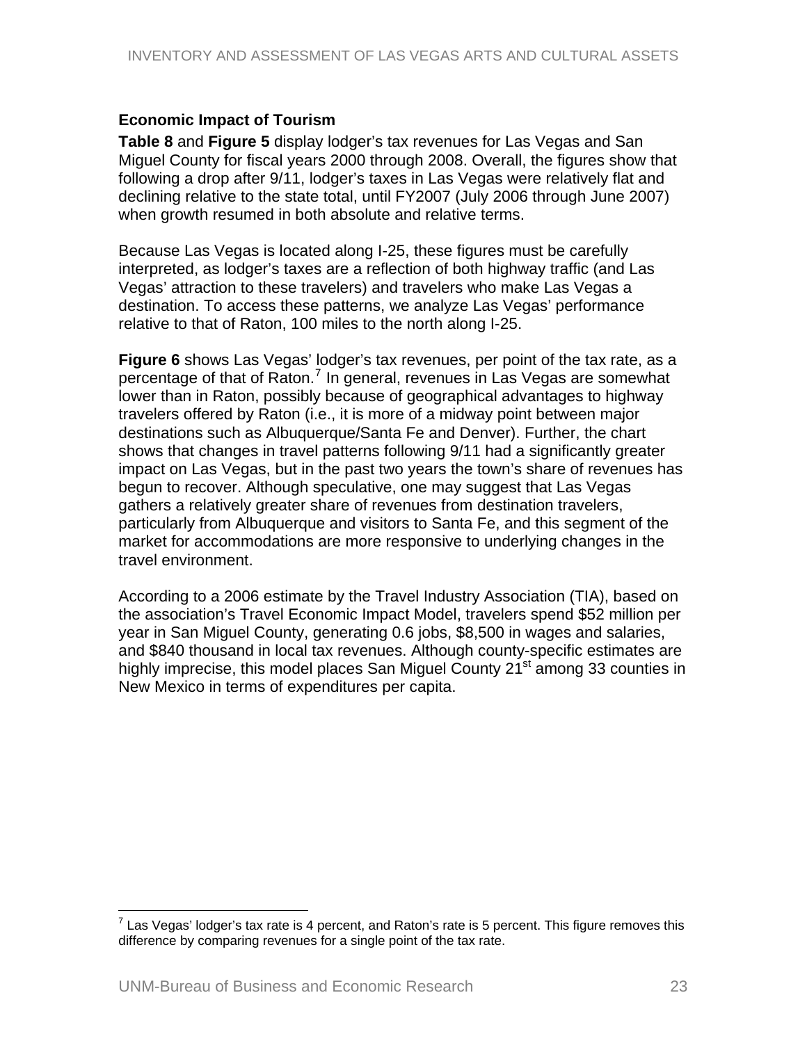## Economic Impact of Tourism

**Table 8** and **Figure 5** display lodger's tax revenues for Las Vegas and San Miguel County for fiscal years 2000 through 2008. Overall, the figures show that following a drop after 9/11, lodger's taxes in Las Vegas were relatively flat and declining relative to the state total, until FY2007 (July 2006 through June 2007) when growth resumed in both absolute and relative terms.

Because Las Vegas is located along I-25, these figures must be carefully interpreted, as lodger's taxes are a reflection of both highway traffic (and Las Vegas' attraction to these travelers) and travelers who make Las Vegas a destination. To access these patterns, we analyze Las Vegas' performance relative to that of Raton, 100 miles to the north along I-25.

**Figure 6** shows Las Vegas' lodger's tax revenues, per point of the tax rate, as a percentage of that of Raton.[7] In general, revenues in Las Vegas are somewhat lower than in Raton, possibly because of geographical advantages to highway travelers offered by Raton (i.e., it is more of a midway point between major destinations such as Albuquerque/Santa Fe and Denver). Further, the chart shows that changes in travel patterns following 9/11 had a significantly greater impact on Las Vegas, but in the past two years the town's share of revenues has begun to recover. Although speculative, one may suggest that Las Vegas gathers a relatively greater share of revenues from destination travelers, particularly from Albuquerque and visitors to Santa Fe, and this segment of the market for accommodations are more responsive to underlying changes in the travel environment.

According to a 2006 estimate by the Travel Industry Association (TIA), based on the association's Travel Economic Impact Model, travelers spend \$52 million per year in San Miguel County, generating 0.6 jobs, \$8,500 in wages and salaries, and \$840 thousand in local tax revenues. Although county-specific estimates are highly imprecise, this model places San Miguel County 21st among 33 counties in New Mexico in terms of expenditures per capita.

[7] Las Vegas' lodger's tax rate is 4 percent, and Raton's rate is 5 percent. This figure removes this difference by comparing revenues for a single point of the tax rate.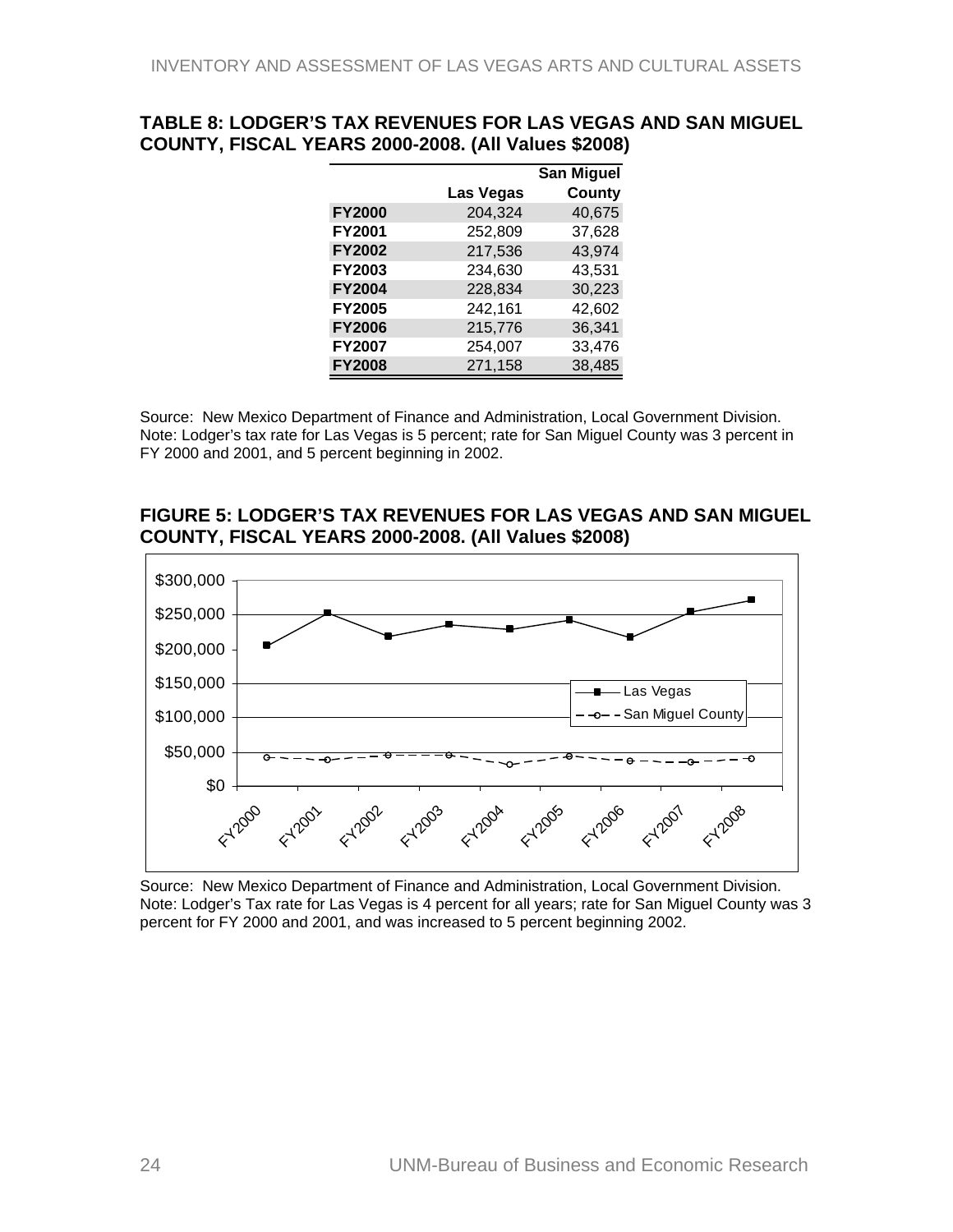**TABLE 8: LODGER'S TAX REVENUES FOR LAS VEGAS AND SAN MIGUEL COUNTY, FISCAL YEARS 2000-2008. (All Values $2008)**

| | Las Vegas | San Miguel County |
|---|---|---|
| FY2000 | 204,324 | 40,675 |
| FY2001 | 252,809 | 37,628 |
| FY2002 | 217,536 | 43,974 |
| FY2003 | 234,630 | 43,531 |
| FY2004 | 228,834 | 30,223 |
| FY2005 | 242,161 | 42,602 |
| FY2006 | 215,776 | 36,341 |
| FY2007 | 254,007 | 33,476 |
| FY2008 | 271,158 | 38,485 |

Source: New Mexico Department of Finance and Administration, Local Government Division.
Note: Lodger's tax rate for Las Vegas is 5 percent; rate for San Miguel County was 3 percent in FY 2000 and 2001, and 5 percent beginning in 2002.

**FIGURE 5: LODGER'S TAX REVENUES FOR LAS VEGAS AND SAN MIGUEL COUNTY, FISCAL YEARS 2000-2008. (All Values $2008)**

$300,000
$250,000
$200,000
$150,000
$100,000
$50,000
$0

Las Vegas
San Miguel County

FY2000 FY2001 FY2002 FY2003 FY2004 FY2005 FY2006 FY2007 FY2008

Source: New Mexico Department of Finance and Administration, Local Government Division.
Note: Lodger's Tax rate for Las Vegas is 4 percent for all years; rate for San Miguel County was 3 percent for FY 2000 and 2001, and was increased to 5 percent beginning 2002.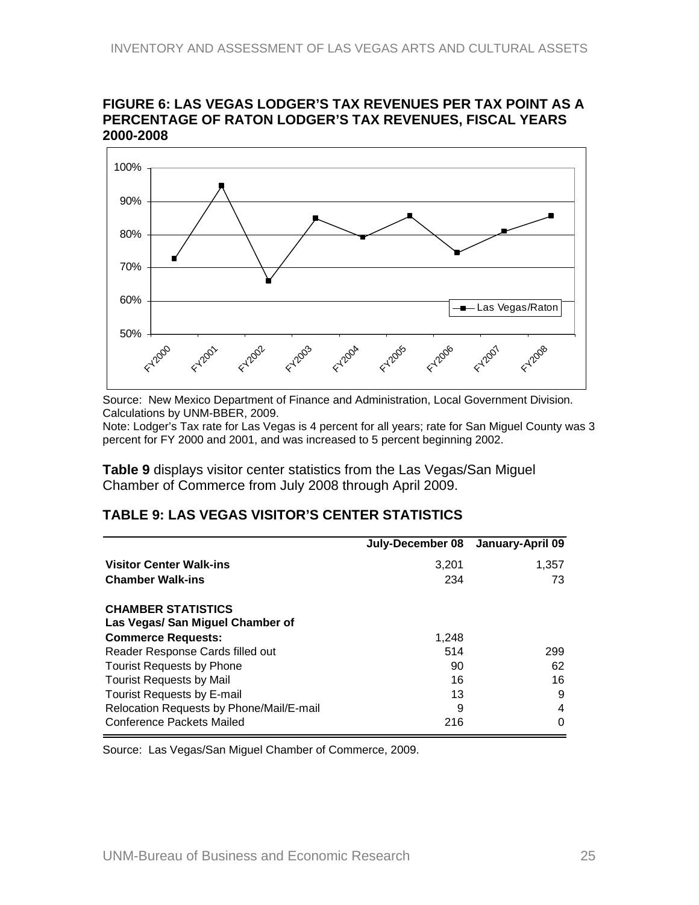## FIGURE 6: LAS VEGAS LODGER'S TAX REVENUES PER TAX POINT AS A PERCENTAGE OF RATON LODGER'S TAX REVENUES, FISCAL YEARS 2000-2008

Source: New Mexico Department of Finance and Administration, Local Government Division. Calculations by UNM-BBER, 2009.

Note: Lodger's Tax rate for Las Vegas is 4 percent for all years; rate for San Miguel County was 3 percent for FY 2000 and 2001, and was increased to 5 percent beginning 2002.

**Table 9** displays visitor center statistics from the Las Vegas/San Miguel Chamber of Commerce from July 2008 through April 2009.

## TABLE 9: LAS VEGAS VISITOR'S CENTER STATISTICS

| | July-December 08 | January-April 09 |
|---|---|---|
| **Visitor Center Walk-ins** | 3,201 | 1,357 |
| **Chamber Walk-ins** | 234 | 73 |
| **CHAMBER STATISTICS** | | |
| **Las Vegas/ San Miguel Chamber of Commerce Requests:** | 1,248 | |
| Reader Response Cards filled out | 514 | 299 |
| Tourist Requests by Phone | 90 | 62 |
| Tourist Requests by Mail | 16 | 16 |
| Tourist Requests by E-mail | 13 | 9 |
| Relocation Requests by Phone/Mail/E-mail | 9 | 4 |
| Conference Packets Mailed | 216 | 0 |

Source: Las Vegas/San Miguel Chamber of Commerce, 2009.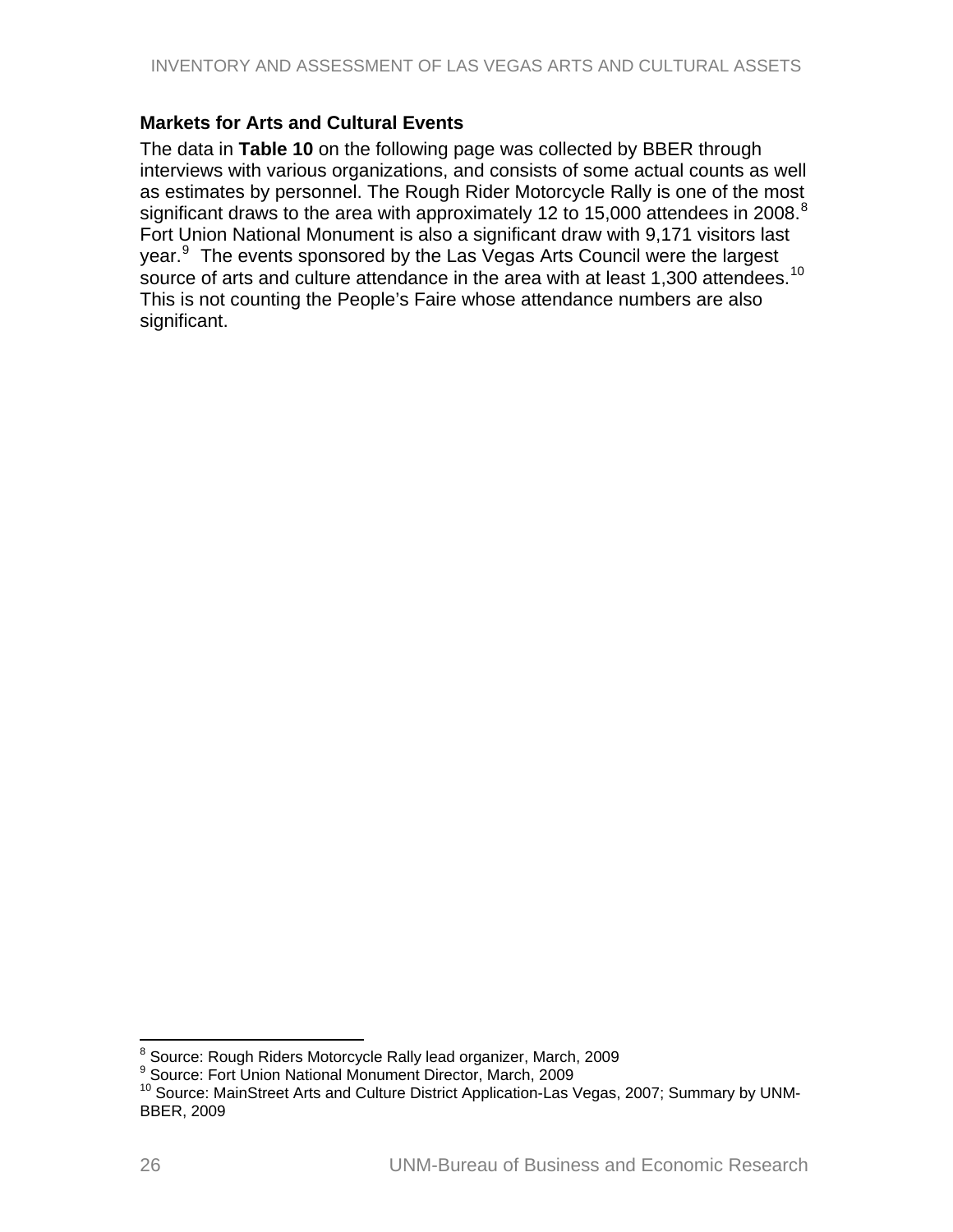### Markets for Arts and Cultural Events

The data in **Table 10** on the following page was collected by BBER through interviews with various organizations, and consists of some actual counts as well as estimates by personnel. The Rough Rider Motorcycle Rally is one of the most significant draws to the area with approximately 12 to 15,000 attendees in 2008.[8] Fort Union National Monument is also a significant draw with 9,171 visitors last year.[9] The events sponsored by the Las Vegas Arts Council were the largest source of arts and culture attendance in the area with at least 1,300 attendees.[10] This is not counting the People's Faire whose attendance numbers are also significant.

---

[8] Source: Rough Riders Motorcycle Rally lead organizer, March, 2009

[9] Source: Fort Union National Monument Director, March, 2009

[10] Source: MainStreet Arts and Culture District Application-Las Vegas, 2007; Summary by UNM-BBER, 2009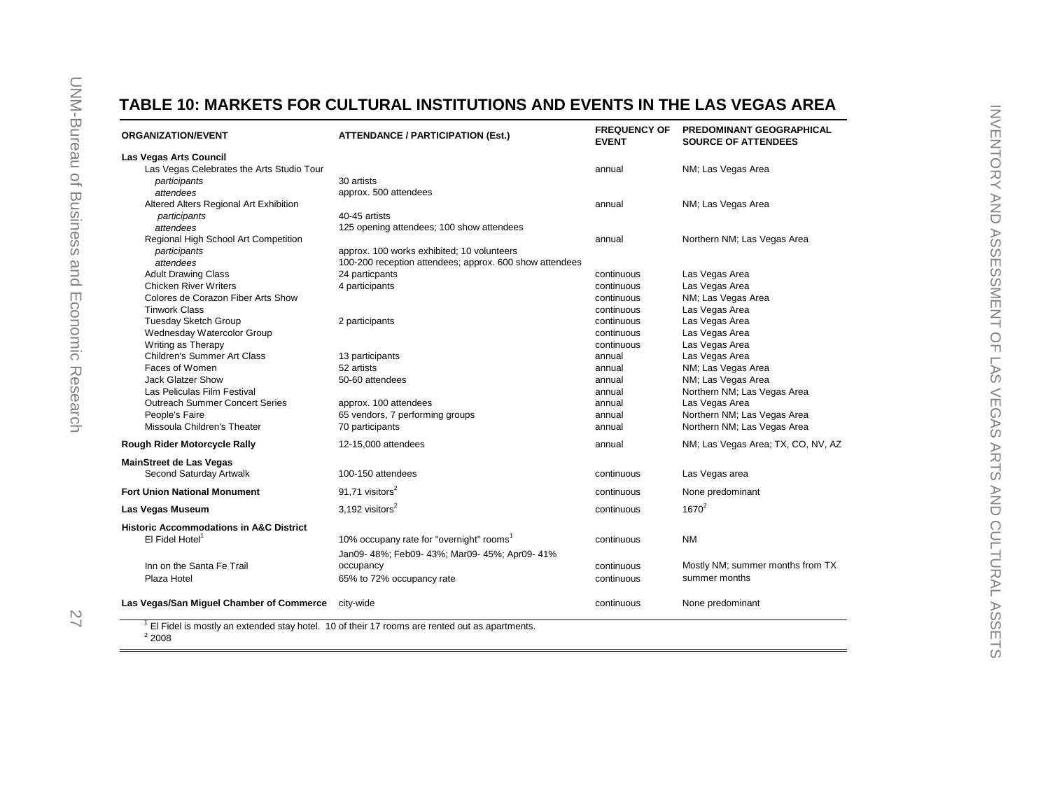## TABLE 10: MARKETS FOR CULTURAL INSTITUTIONS AND EVENTS IN THE LAS VEGAS AREA

| ORGANIZATION/EVENT | ATTENDANCE / PARTICIPATION (Est.) | FREQUENCY OF EVENT | PREDOMINANT GEOGRAPHICAL SOURCE OF ATTENDEES |
|---|---|---|---|
| **Las Vegas Arts Council** | | | |
| Las Vegas Celebrates the Arts Studio Tour | | annual | NM; Las Vegas Area |
| *participants* | 30 artists | | |
| *attendees* | approx. 500 attendees | | |
| Altered Alters Regional Art Exhibition | | annual | NM; Las Vegas Area |
| *participants* | 40-45 artists | | |
| *attendees* | 125 opening attendees; 100 show attendees | | |
| Regional High School Art Competition | | annual | Northern NM; Las Vegas Area |
| *participants* | approx. 100 works exhibited; 10 volunteers | | |
| *attendees* | 100-200 reception attendees; approx. 600 show attendees | | |
| Adult Drawing Class | 24 particpants | continuous | Las Vegas Area |
| Chicken River Writers | 4 participants | continuous | Las Vegas Area |
| Colores de Corazon Fiber Arts Show | | continuous | NM; Las Vegas Area |
| Tinwork Class | | continuous | Las Vegas Area |
| Tuesday Sketch Group | 2 participants | continuous | Las Vegas Area |
| Wednesday Watercolor Group | | continuous | Las Vegas Area |
| Writing as Therapy | | continuous | Las Vegas Area |
| Children's Summer Art Class | 13 participants | annual | Las Vegas Area |
| Faces of Women | 52 artists | annual | NM; Las Vegas Area |
| Jack Glatzer Show | 50-60 attendees | annual | NM; Las Vegas Area |
| Las Peliculas Film Festival | | annual | Northern NM; Las Vegas Area |
| Outreach Summer Concert Series | approx. 100 attendees | annual | Las Vegas Area |
| People's Faire | 65 vendors, 7 performing groups | annual | Northern NM; Las Vegas Area |
| Missoula Children's Theater | 70 participants | annual | Northern NM; Las Vegas Area |
| **Rough Rider Motorcycle Rally** | 12-15,000 attendees | annual | NM; Las Vegas Area; TX, CO, NV, AZ |
| **MainStreet de Las Vegas** | | | |
| Second Saturday Artwalk | 100-150 attendees | continuous | Las Vegas area |
| **Fort Union National Monument** | 91,71 visitors[2] | continuous | None predominant |
| **Las Vegas Museum** | 3,192 visitors[2] | continuous | 1670[2] |
| **Historic Accommodations in A&C District** | | | |
| El Fidel Hotel[1] | 10% occupany rate for "overnight" rooms[1] | continuous | NM |
| Inn on the Santa Fe Trail | Jan09- 48%; Feb09- 43%; Mar09- 45%; Apr09- 41% occupancy | continuous | Mostly NM; summer months from TX |
| Plaza Hotel | 65% to 72% occupancy rate | continuous | summer months |
| **Las Vegas/San Miguel Chamber of Commerce** | city-wide | continuous | None predominant |

[1] El Fidel is mostly an extended stay hotel. 10 of their 17 rooms are rented out as apartments.
[2] 2008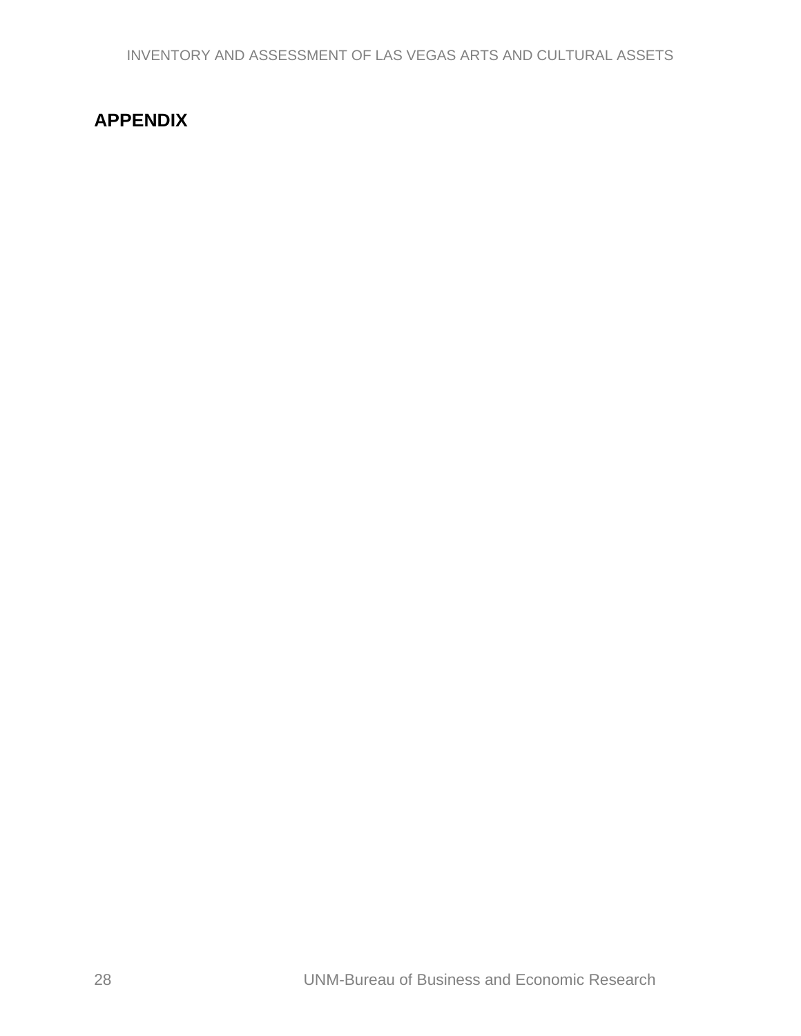## APPENDIX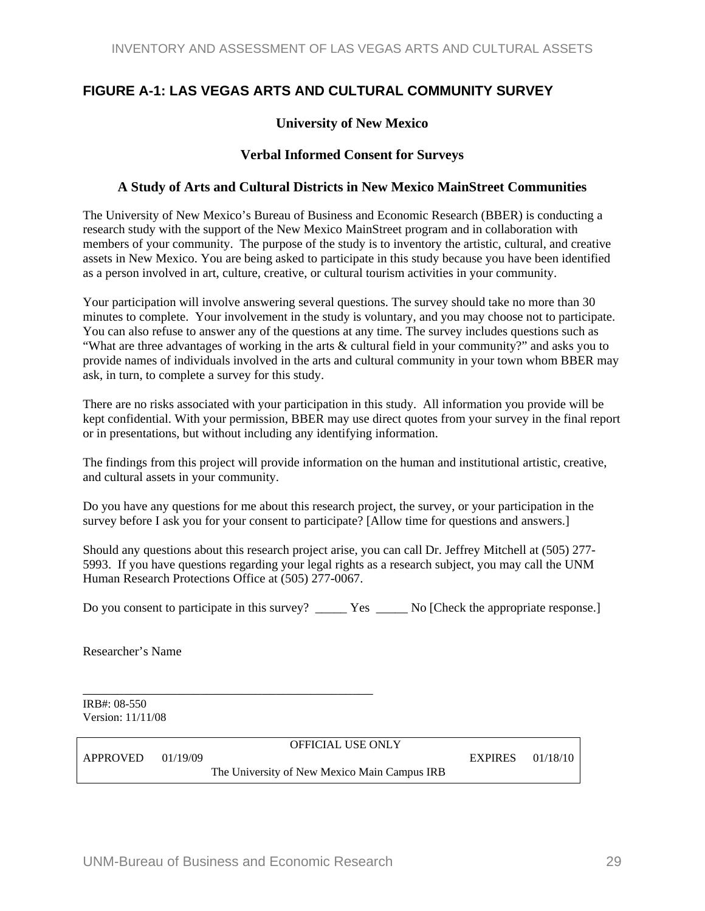## FIGURE A-1: LAS VEGAS ARTS AND CULTURAL COMMUNITY SURVEY

**University of New Mexico**

**Verbal Informed Consent for Surveys**

**A Study of Arts and Cultural Districts in New Mexico MainStreet Communities**

The University of New Mexico's Bureau of Business and Economic Research (BBER) is conducting a research study with the support of the New Mexico MainStreet program and in collaboration with members of your community. The purpose of the study is to inventory the artistic, cultural, and creative assets in New Mexico. You are being asked to participate in this study because you have been identified as a person involved in art, culture, creative, or cultural tourism activities in your community.

Your participation will involve answering several questions. The survey should take no more than 30 minutes to complete. Your involvement in the study is voluntary, and you may choose not to participate. You can also refuse to answer any of the questions at any time. The survey includes questions such as "What are three advantages of working in the arts & cultural field in your community?" and asks you to provide names of individuals involved in the arts and cultural community in your town whom BBER may ask, in turn, to complete a survey for this study.

There are no risks associated with your participation in this study. All information you provide will be kept confidential. With your permission, BBER may use direct quotes from your survey in the final report or in presentations, but without including any identifying information.

The findings from this project will provide information on the human and institutional artistic, creative, and cultural assets in your community.

Do you have any questions for me about this research project, the survey, or your participation in the survey before I ask you for your consent to participate? [Allow time for questions and answers.]

Should any questions about this research project arise, you can call Dr. Jeffrey Mitchell at (505) 277-5993. If you have questions regarding your legal rights as a research subject, you may call the UNM Human Research Protections Office at (505) 277-0067.

Do you consent to participate in this survey? _____ Yes _____ No [Check the appropriate response.]

Researcher's Name

_______________________________________________

IRB#: 08-550
Version: 11/11/08

OFFICIAL USE ONLY
APPROVED 01/19/09 EXPIRES 01/18/10
The University of New Mexico Main Campus IRB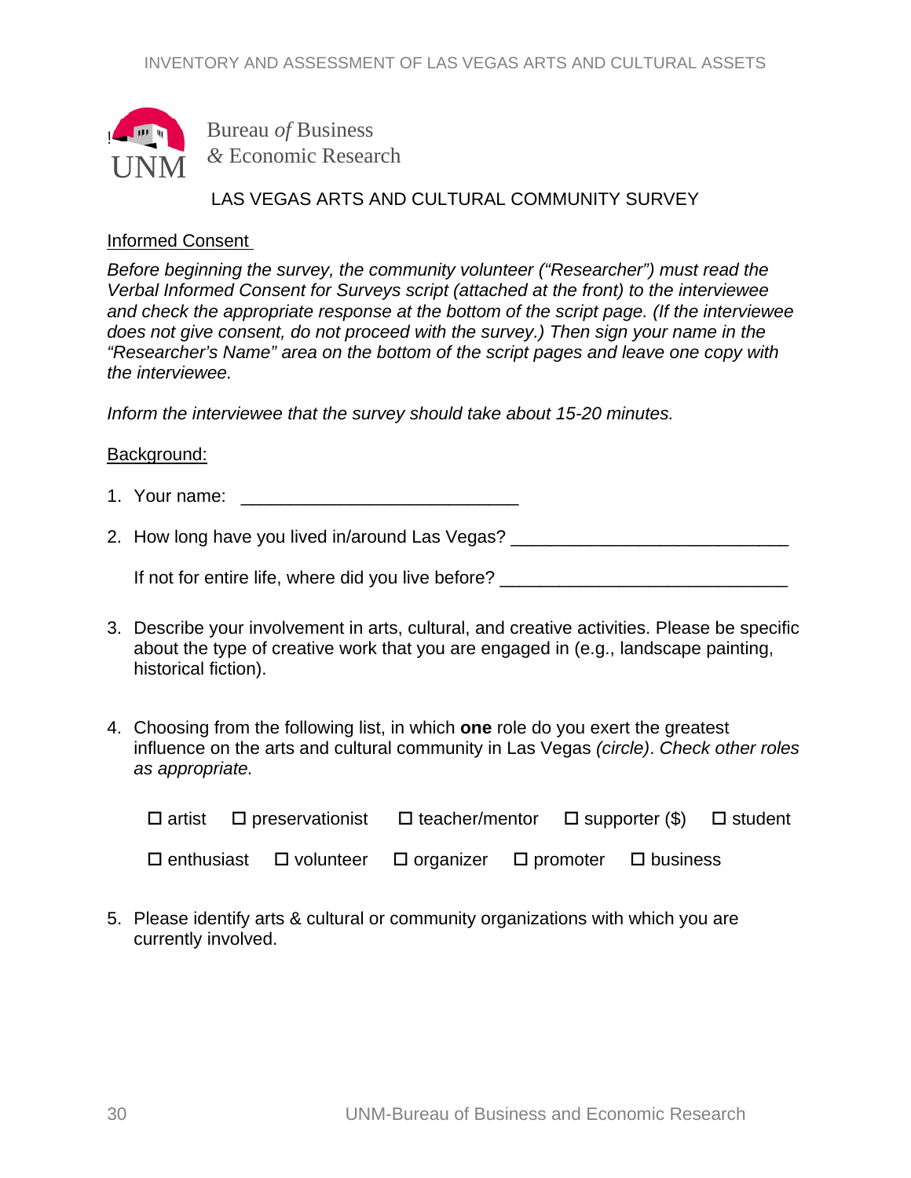Bureau *of* Business
& Economic Research

## LAS VEGAS ARTS AND CULTURAL COMMUNITY SURVEY

Informed Consent

*Before beginning the survey, the community volunteer ("Researcher") must read the Verbal Informed Consent for Surveys script (attached at the front) to the interviewee and check the appropriate response at the bottom of the script page. (If the interviewee does not give consent, do not proceed with the survey.) Then sign your name in the "Researcher's Name" area on the bottom of the script pages and leave one copy with the interviewee.*

*Inform the interviewee that the survey should take about 15-20 minutes.*

Background:

1. Your name: ____________________________

2. How long have you lived in/around Las Vegas? ____________________________

   If not for entire life, where did you live before? ____________________________

3. Describe your involvement in arts, cultural, and creative activities. Please be specific about the type of creative work that you are engaged in (e.g., landscape painting, historical fiction).

4. Choosing from the following list, in which **one** role do you exert the greatest influence on the arts and cultural community in Las Vegas *(circle)*. *Check other roles as appropriate.*

   ☐ artist ☐ preservationist ☐ teacher/mentor ☐ supporter ($) ☐ student

   ☐ enthusiast ☐ volunteer ☐ organizer ☐ promoter ☐ business

5. Please identify arts & cultural or community organizations with which you are currently involved.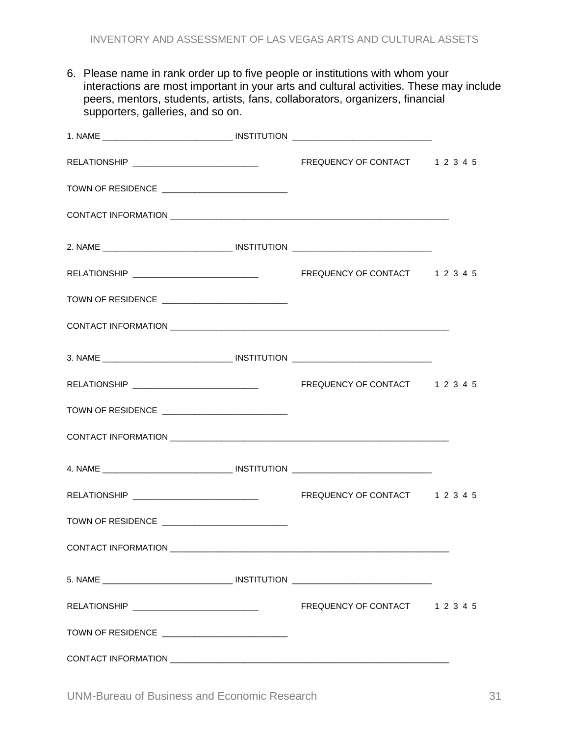6. Please name in rank order up to five people or institutions with whom your interactions are most important in your arts and cultural activities. These may include peers, mentors, students, artists, fans, collaborators, organizers, financial supporters, galleries, and so on.

1. NAME ___________________________ INSTITUTION _____________________________

RELATIONSHIP __________________________ FREQUENCY OF CONTACT 1 2 3 4 5

TOWN OF RESIDENCE __________________________

CONTACT INFORMATION ____________________________________________________________

2. NAME ___________________________ INSTITUTION _____________________________

RELATIONSHIP __________________________ FREQUENCY OF CONTACT 1 2 3 4 5

TOWN OF RESIDENCE __________________________

CONTACT INFORMATION ____________________________________________________________

3. NAME ___________________________ INSTITUTION _____________________________

RELATIONSHIP __________________________ FREQUENCY OF CONTACT 1 2 3 4 5

TOWN OF RESIDENCE __________________________

CONTACT INFORMATION ____________________________________________________________

4. NAME ___________________________ INSTITUTION _____________________________

RELATIONSHIP __________________________ FREQUENCY OF CONTACT 1 2 3 4 5

TOWN OF RESIDENCE __________________________

CONTACT INFORMATION ____________________________________________________________

5. NAME ___________________________ INSTITUTION _____________________________

RELATIONSHIP __________________________ FREQUENCY OF CONTACT 1 2 3 4 5

TOWN OF RESIDENCE __________________________

CONTACT INFORMATION ____________________________________________________________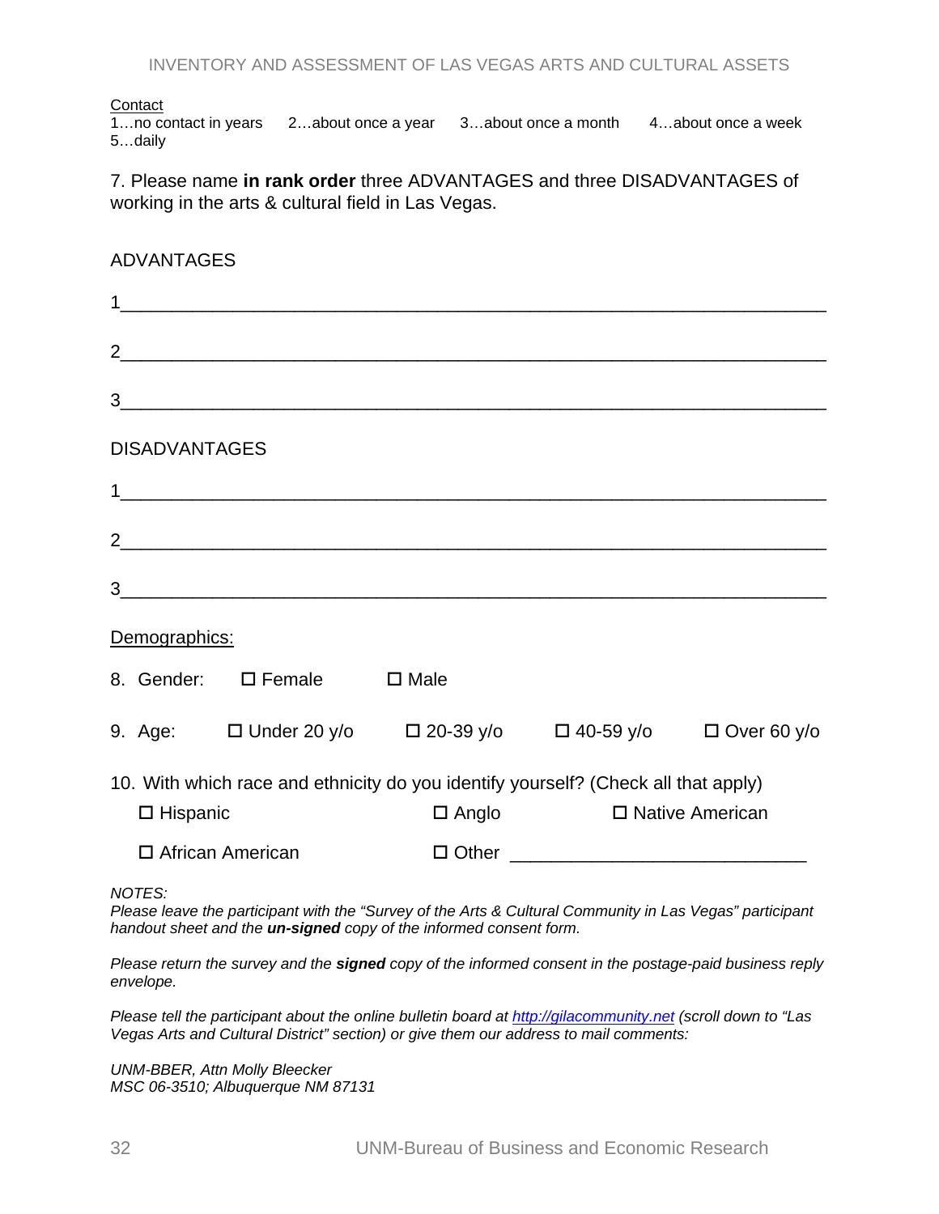Contact
1…no contact in years    2…about once a year    3…about once a month    4…about once a week
5…daily

7. Please name **in rank order** three ADVANTAGES and three DISADVANTAGES of working in the arts & cultural field in Las Vegas.

ADVANTAGES

1______________________________________________________________________

2______________________________________________________________________

3______________________________________________________________________

DISADVANTAGES

1______________________________________________________________________

2______________________________________________________________________

3______________________________________________________________________

Demographics:

8. Gender: ☐ Female ☐ Male

9. Age: ☐ Under 20 y/o ☐ 20-39 y/o ☐ 40-59 y/o ☐ Over 60 y/o

10. With which race and ethnicity do you identify yourself? (Check all that apply)

☐ Hispanic ☐ Anglo ☐ Native American

☐ African American ☐ Other ____________________________

*NOTES:*
*Please leave the participant with the "Survey of the Arts & Cultural Community in Las Vegas" participant handout sheet and the **un-signed** copy of the informed consent form.*

*Please return the survey and the **signed** copy of the informed consent in the postage-paid business reply envelope.*

*Please tell the participant about the online bulletin board at http://gilacommunity.net (scroll down to "Las Vegas Arts and Cultural District" section) or give them our address to mail comments:*

*UNM-BBER, Attn Molly Bleecker*
*MSC 06-3510; Albuquerque NM 87131*